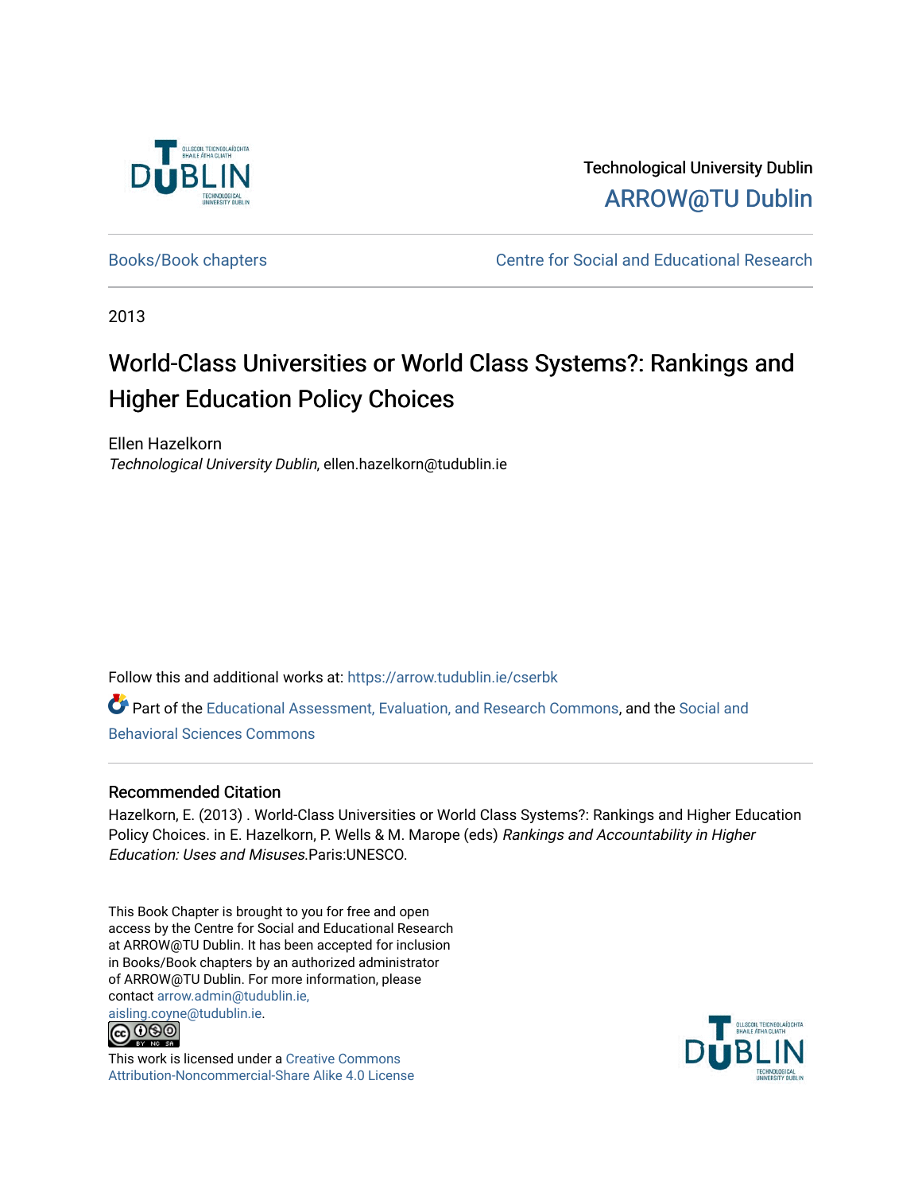Technological University Dublin

ARROW@TU Dublin

Books/Book chapters

Centre for Social and Educational Research

2013

# World-Class Universities or World Class Systems?: Rankings and Higher Education Policy Choices

Ellen Hazelkorn
*Technological University Dublin*, ellen.hazelkorn@tudublin.ie

Follow this and additional works at: https://arrow.tudublin.ie/cserbk

Part of the Educational Assessment, Evaluation, and Research Commons, and the Social and Behavioral Sciences Commons

## Recommended Citation

Hazelkorn, E. (2013) . World-Class Universities or World Class Systems?: Rankings and Higher Education Policy Choices. in E. Hazelkorn, P. Wells & M. Marope (eds) *Rankings and Accountability in Higher Education: Uses and Misuses*.Paris:UNESCO.

This Book Chapter is brought to you for free and open access by the Centre for Social and Educational Research at ARROW@TU Dublin. It has been accepted for inclusion in Books/Book chapters by an authorized administrator of ARROW@TU Dublin. For more information, please contact arrow.admin@tudublin.ie, aisling.coyne@tudublin.ie.

This work is licensed under a Creative Commons Attribution-Noncommercial-Share Alike 4.0 License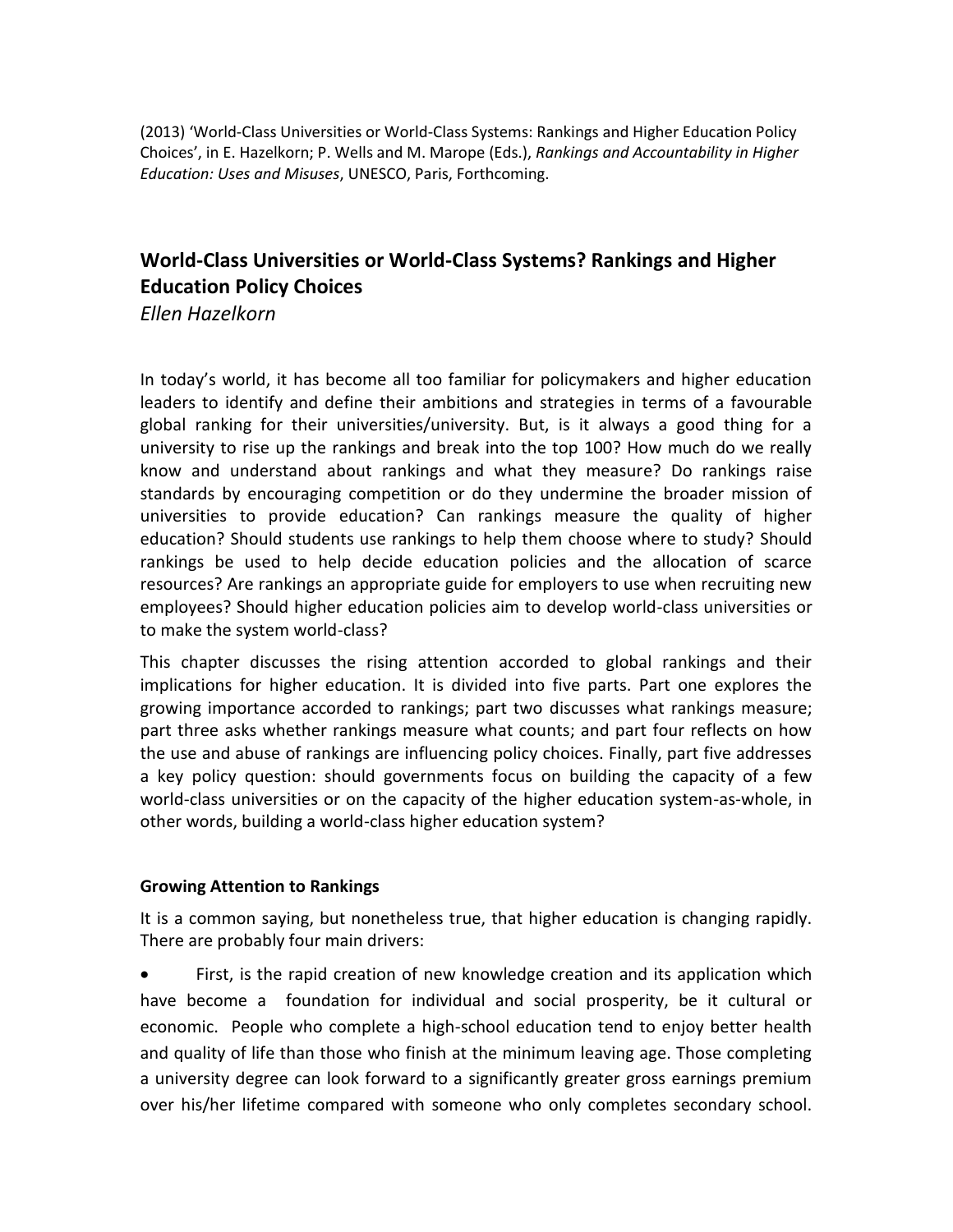(2013) 'World-Class Universities or World-Class Systems: Rankings and Higher Education Policy Choices', in E. Hazelkorn; P. Wells and M. Marope (Eds.), *Rankings and Accountability in Higher Education: Uses and Misuses*, UNESCO, Paris, Forthcoming.

## World-Class Universities or World-Class Systems? Rankings and Higher Education Policy Choices

*Ellen Hazelkorn*

In today's world, it has become all too familiar for policymakers and higher education leaders to identify and define their ambitions and strategies in terms of a favourable global ranking for their universities/university. But, is it always a good thing for a university to rise up the rankings and break into the top 100? How much do we really know and understand about rankings and what they measure? Do rankings raise standards by encouraging competition or do they undermine the broader mission of universities to provide education? Can rankings measure the quality of higher education? Should students use rankings to help them choose where to study? Should rankings be used to help decide education policies and the allocation of scarce resources? Are rankings an appropriate guide for employers to use when recruiting new employees? Should higher education policies aim to develop world-class universities or to make the system world-class?

This chapter discusses the rising attention accorded to global rankings and their implications for higher education. It is divided into five parts. Part one explores the growing importance accorded to rankings; part two discusses what rankings measure; part three asks whether rankings measure what counts; and part four reflects on how the use and abuse of rankings are influencing policy choices. Finally, part five addresses a key policy question: should governments focus on building the capacity of a few world-class universities or on the capacity of the higher education system-as-whole, in other words, building a world-class higher education system?

### Growing Attention to Rankings

It is a common saying, but nonetheless true, that higher education is changing rapidly. There are probably four main drivers:

- First, is the rapid creation of new knowledge creation and its application which have become a foundation for individual and social prosperity, be it cultural or economic. People who complete a high-school education tend to enjoy better health and quality of life than those who finish at the minimum leaving age. Those completing a university degree can look forward to a significantly greater gross earnings premium over his/her lifetime compared with someone who only completes secondary school.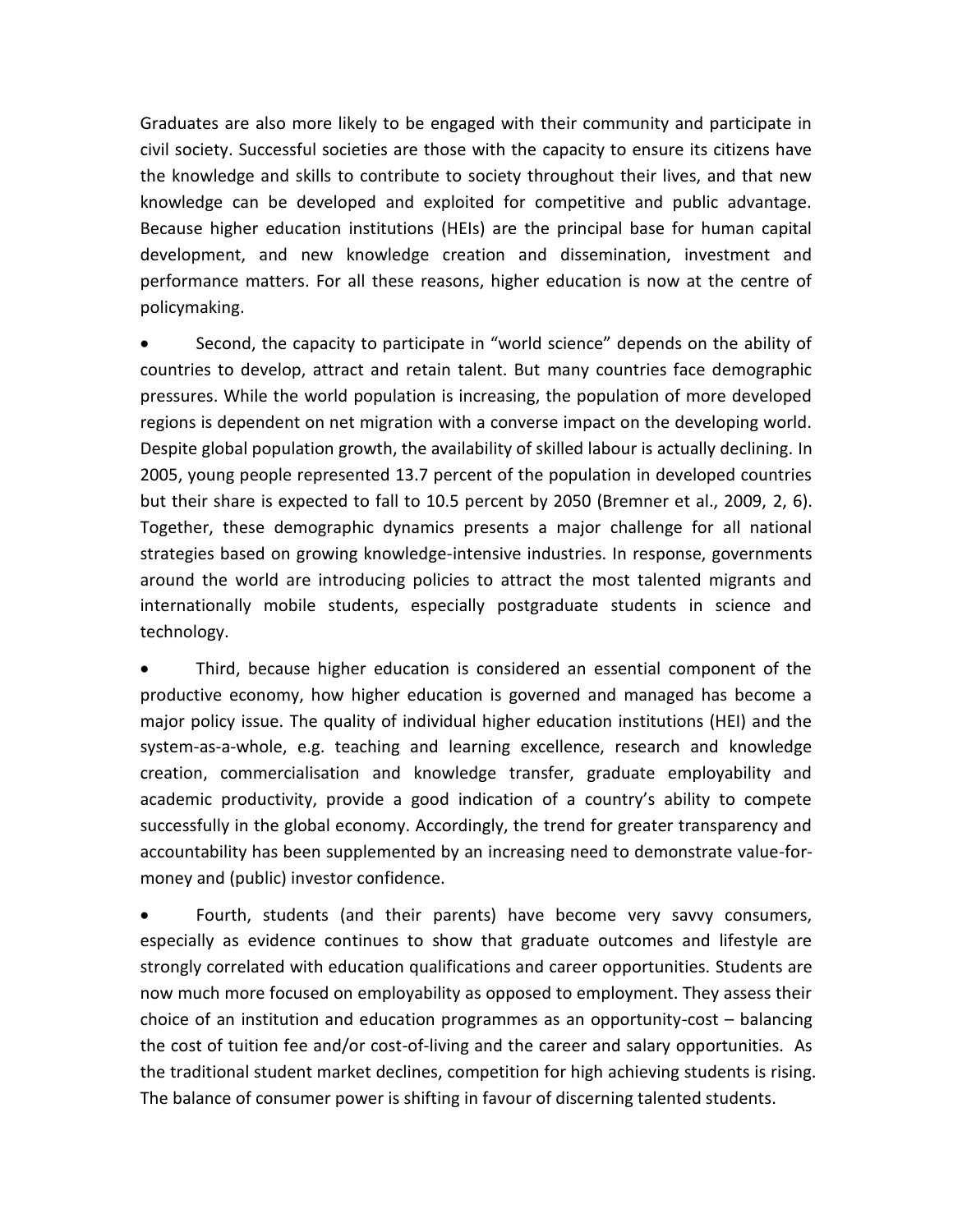Graduates are also more likely to be engaged with their community and participate in civil society. Successful societies are those with the capacity to ensure its citizens have the knowledge and skills to contribute to society throughout their lives, and that new knowledge can be developed and exploited for competitive and public advantage. Because higher education institutions (HEIs) are the principal base for human capital development, and new knowledge creation and dissemination, investment and performance matters. For all these reasons, higher education is now at the centre of policymaking.

- Second, the capacity to participate in "world science" depends on the ability of countries to develop, attract and retain talent. But many countries face demographic pressures. While the world population is increasing, the population of more developed regions is dependent on net migration with a converse impact on the developing world. Despite global population growth, the availability of skilled labour is actually declining. In 2005, young people represented 13.7 percent of the population in developed countries but their share is expected to fall to 10.5 percent by 2050 (Bremner et al., 2009, 2, 6). Together, these demographic dynamics presents a major challenge for all national strategies based on growing knowledge-intensive industries. In response, governments around the world are introducing policies to attract the most talented migrants and internationally mobile students, especially postgraduate students in science and technology.

- Third, because higher education is considered an essential component of the productive economy, how higher education is governed and managed has become a major policy issue. The quality of individual higher education institutions (HEI) and the system-as-a-whole, e.g. teaching and learning excellence, research and knowledge creation, commercialisation and knowledge transfer, graduate employability and academic productivity, provide a good indication of a country's ability to compete successfully in the global economy. Accordingly, the trend for greater transparency and accountability has been supplemented by an increasing need to demonstrate value-for-money and (public) investor confidence.

- Fourth, students (and their parents) have become very savvy consumers, especially as evidence continues to show that graduate outcomes and lifestyle are strongly correlated with education qualifications and career opportunities. Students are now much more focused on employability as opposed to employment. They assess their choice of an institution and education programmes as an opportunity-cost – balancing the cost of tuition fee and/or cost-of-living and the career and salary opportunities. As the traditional student market declines, competition for high achieving students is rising. The balance of consumer power is shifting in favour of discerning talented students.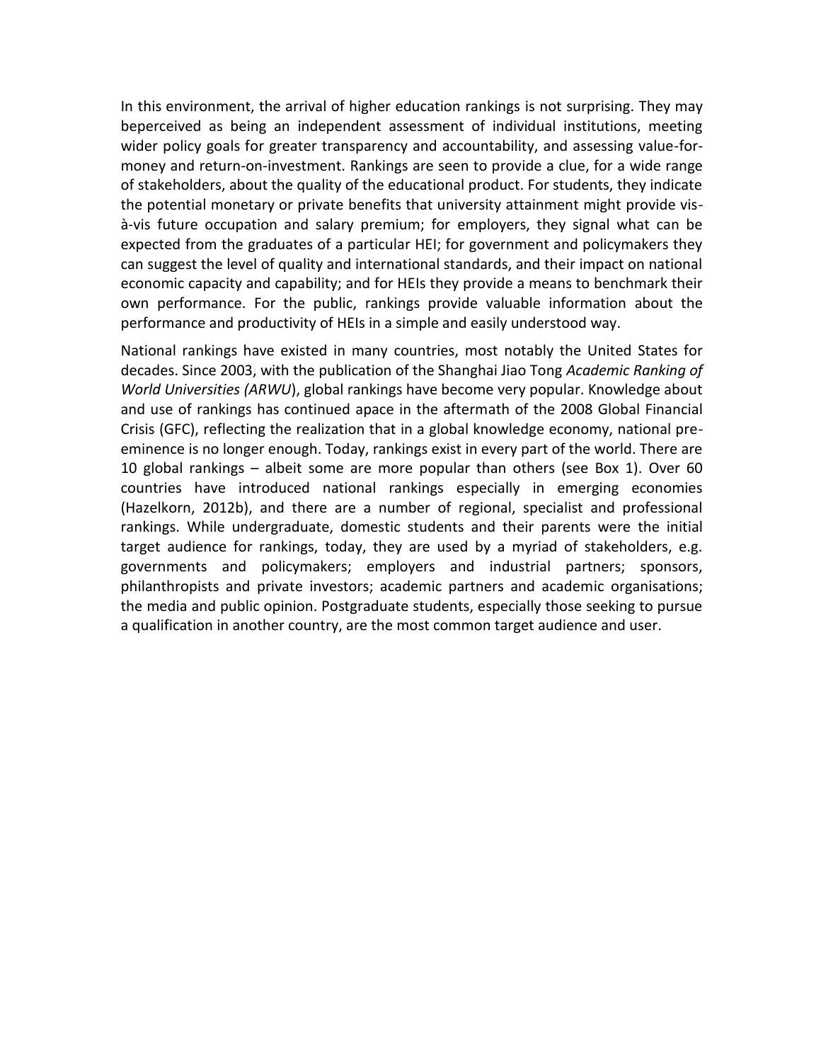In this environment, the arrival of higher education rankings is not surprising. They may beperceived as being an independent assessment of individual institutions, meeting wider policy goals for greater transparency and accountability, and assessing value-for-money and return-on-investment. Rankings are seen to provide a clue, for a wide range of stakeholders, about the quality of the educational product. For students, they indicate the potential monetary or private benefits that university attainment might provide vis-à-vis future occupation and salary premium; for employers, they signal what can be expected from the graduates of a particular HEI; for government and policymakers they can suggest the level of quality and international standards, and their impact on national economic capacity and capability; and for HEIs they provide a means to benchmark their own performance. For the public, rankings provide valuable information about the performance and productivity of HEIs in a simple and easily understood way.

National rankings have existed in many countries, most notably the United States for decades. Since 2003, with the publication of the Shanghai Jiao Tong *Academic Ranking of World Universities (ARWU*), global rankings have become very popular. Knowledge about and use of rankings has continued apace in the aftermath of the 2008 Global Financial Crisis (GFC), reflecting the realization that in a global knowledge economy, national pre-eminence is no longer enough. Today, rankings exist in every part of the world. There are 10 global rankings – albeit some are more popular than others (see Box 1). Over 60 countries have introduced national rankings especially in emerging economies (Hazelkorn, 2012b), and there are a number of regional, specialist and professional rankings. While undergraduate, domestic students and their parents were the initial target audience for rankings, today, they are used by a myriad of stakeholders, e.g. governments and policymakers; employers and industrial partners; sponsors, philanthropists and private investors; academic partners and academic organisations; the media and public opinion. Postgraduate students, especially those seeking to pursue a qualification in another country, are the most common target audience and user.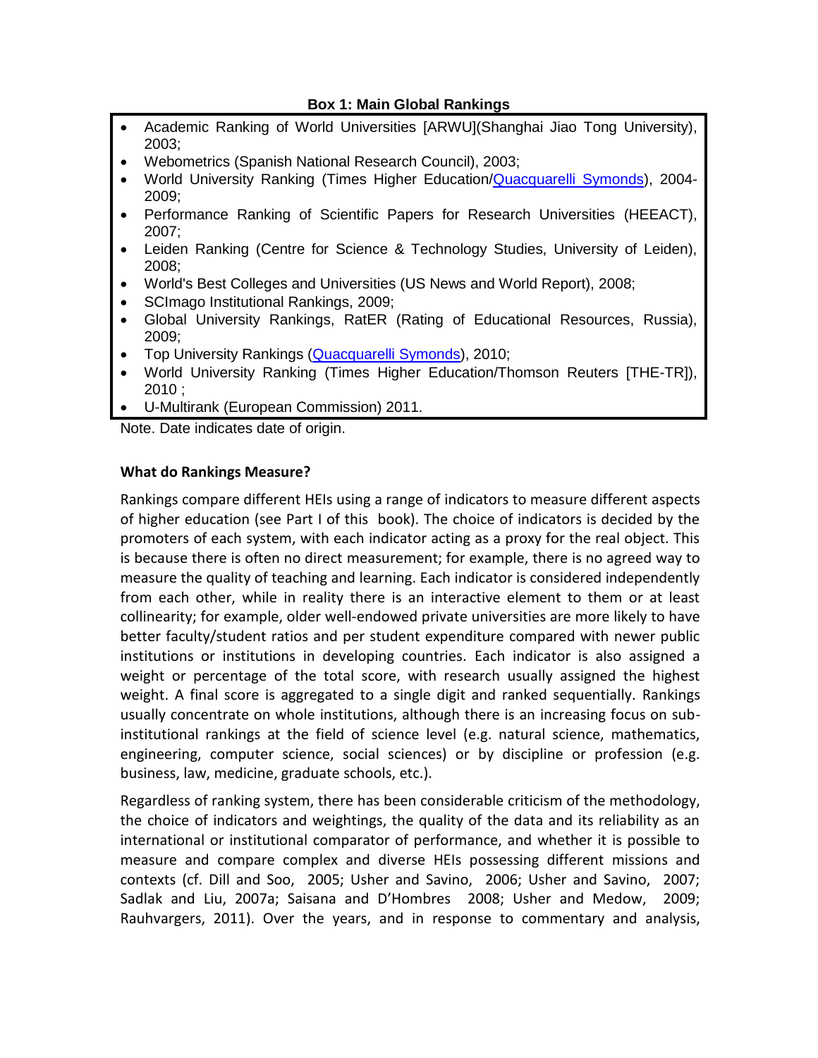**Box 1: Main Global Rankings**

- Academic Ranking of World Universities [ARWU](Shanghai Jiao Tong University), 2003;
- Webometrics (Spanish National Research Council), 2003;
- World University Ranking (Times Higher Education/Quacquarelli Symonds), 2004-2009;
- Performance Ranking of Scientific Papers for Research Universities (HEEACT), 2007;
- Leiden Ranking (Centre for Science & Technology Studies, University of Leiden), 2008;
- World's Best Colleges and Universities (US News and World Report), 2008;
- SCImago Institutional Rankings, 2009;
- Global University Rankings, RatER (Rating of Educational Resources, Russia), 2009;
- Top University Rankings (Quacquarelli Symonds), 2010;
- World University Ranking (Times Higher Education/Thomson Reuters [THE-TR]), 2010 ;
- U-Multirank (European Commission) 2011.

Note. Date indicates date of origin.

**What do Rankings Measure?**

Rankings compare different HEIs using a range of indicators to measure different aspects of higher education (see Part I of this book). The choice of indicators is decided by the promoters of each system, with each indicator acting as a proxy for the real object. This is because there is often no direct measurement; for example, there is no agreed way to measure the quality of teaching and learning. Each indicator is considered independently from each other, while in reality there is an interactive element to them or at least collinearity; for example, older well-endowed private universities are more likely to have better faculty/student ratios and per student expenditure compared with newer public institutions or institutions in developing countries. Each indicator is also assigned a weight or percentage of the total score, with research usually assigned the highest weight. A final score is aggregated to a single digit and ranked sequentially. Rankings usually concentrate on whole institutions, although there is an increasing focus on sub-institutional rankings at the field of science level (e.g. natural science, mathematics, engineering, computer science, social sciences) or by discipline or profession (e.g. business, law, medicine, graduate schools, etc.).

Regardless of ranking system, there has been considerable criticism of the methodology, the choice of indicators and weightings, the quality of the data and its reliability as an international or institutional comparator of performance, and whether it is possible to measure and compare complex and diverse HEIs possessing different missions and contexts (cf. Dill and Soo, 2005; Usher and Savino, 2006; Usher and Savino, 2007; Sadlak and Liu, 2007a; Saisana and D'Hombres 2008; Usher and Medow, 2009; Rauhvargers, 2011). Over the years, and in response to commentary and analysis,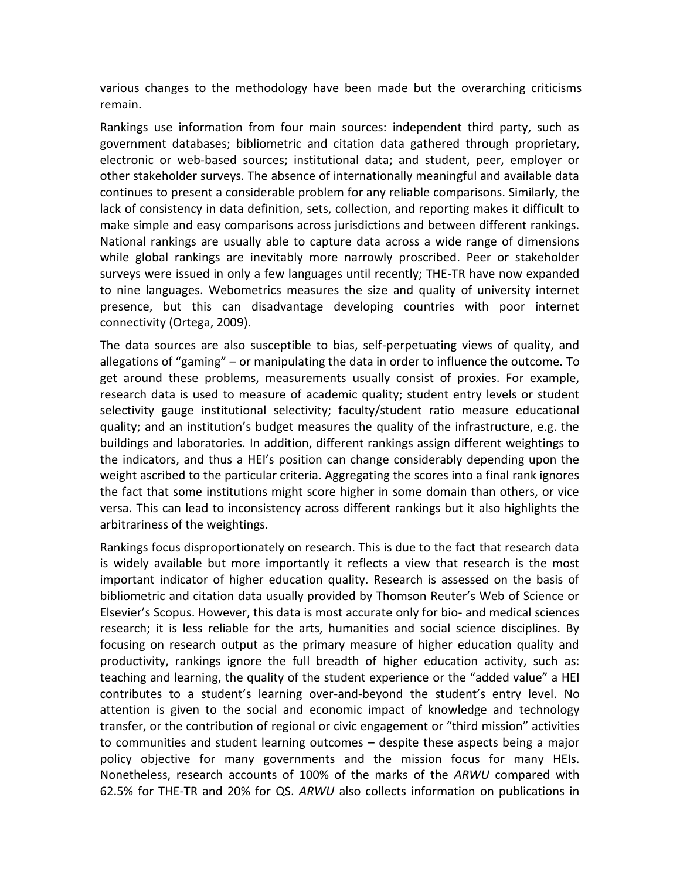various changes to the methodology have been made but the overarching criticisms remain.

Rankings use information from four main sources: independent third party, such as government databases; bibliometric and citation data gathered through proprietary, electronic or web-based sources; institutional data; and student, peer, employer or other stakeholder surveys. The absence of internationally meaningful and available data continues to present a considerable problem for any reliable comparisons. Similarly, the lack of consistency in data definition, sets, collection, and reporting makes it difficult to make simple and easy comparisons across jurisdictions and between different rankings. National rankings are usually able to capture data across a wide range of dimensions while global rankings are inevitably more narrowly proscribed. Peer or stakeholder surveys were issued in only a few languages until recently; THE-TR have now expanded to nine languages. Webometrics measures the size and quality of university internet presence, but this can disadvantage developing countries with poor internet connectivity (Ortega, 2009).

The data sources are also susceptible to bias, self-perpetuating views of quality, and allegations of "gaming" – or manipulating the data in order to influence the outcome. To get around these problems, measurements usually consist of proxies. For example, research data is used to measure of academic quality; student entry levels or student selectivity gauge institutional selectivity; faculty/student ratio measure educational quality; and an institution's budget measures the quality of the infrastructure, e.g. the buildings and laboratories. In addition, different rankings assign different weightings to the indicators, and thus a HEI's position can change considerably depending upon the weight ascribed to the particular criteria. Aggregating the scores into a final rank ignores the fact that some institutions might score higher in some domain than others, or vice versa. This can lead to inconsistency across different rankings but it also highlights the arbitrariness of the weightings.

Rankings focus disproportionately on research. This is due to the fact that research data is widely available but more importantly it reflects a view that research is the most important indicator of higher education quality. Research is assessed on the basis of bibliometric and citation data usually provided by Thomson Reuter's Web of Science or Elsevier's Scopus. However, this data is most accurate only for bio- and medical sciences research; it is less reliable for the arts, humanities and social science disciplines. By focusing on research output as the primary measure of higher education quality and productivity, rankings ignore the full breadth of higher education activity, such as: teaching and learning, the quality of the student experience or the "added value" a HEI contributes to a student's learning over-and-beyond the student's entry level. No attention is given to the social and economic impact of knowledge and technology transfer, or the contribution of regional or civic engagement or "third mission" activities to communities and student learning outcomes – despite these aspects being a major policy objective for many governments and the mission focus for many HEIs. Nonetheless, research accounts of 100% of the marks of the *ARWU* compared with 62.5% for THE-TR and 20% for QS. *ARWU* also collects information on publications in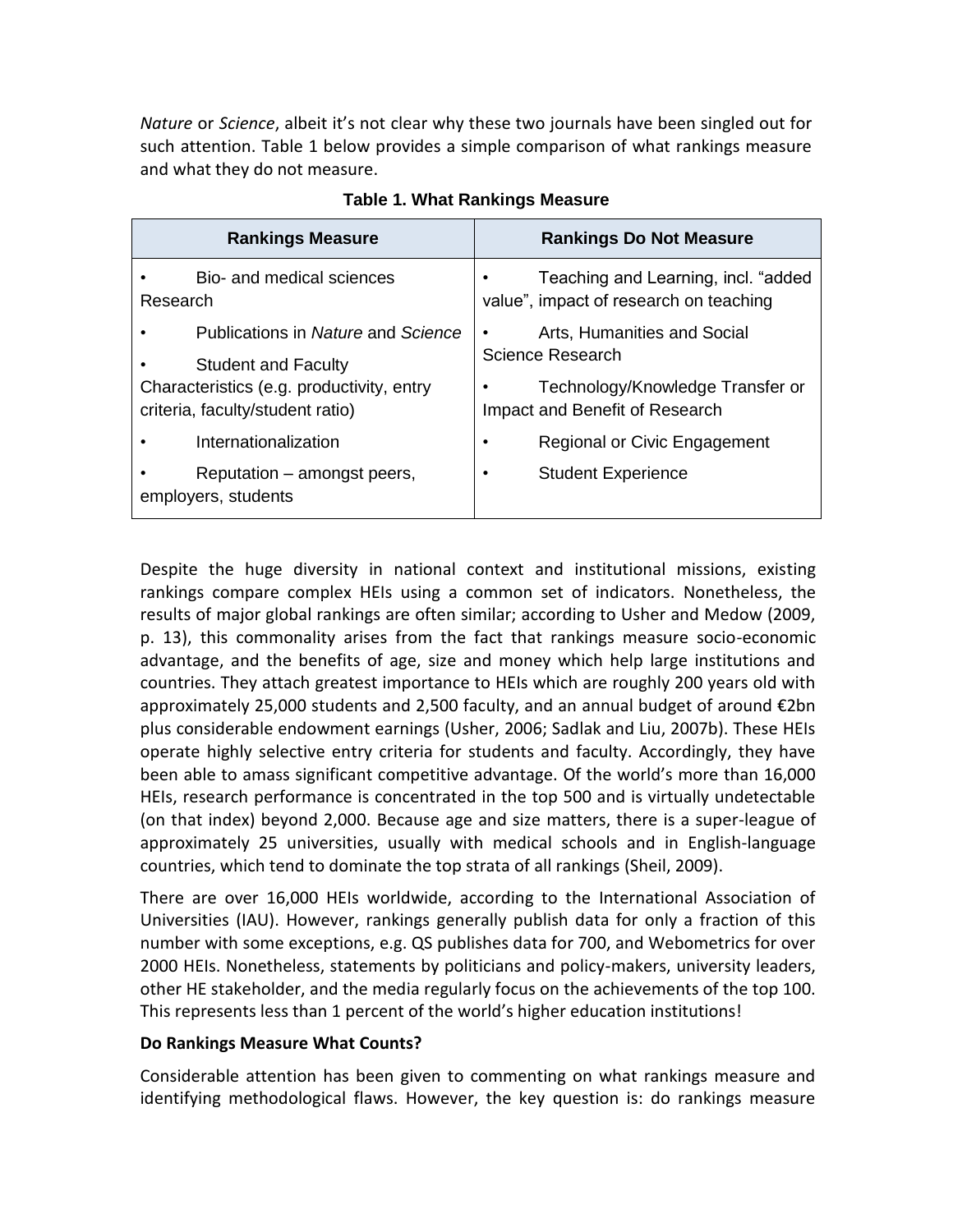*Nature* or *Science*, albeit it's not clear why these two journals have been singled out for such attention. Table 1 below provides a simple comparison of what rankings measure and what they do not measure.

**Table 1. What Rankings Measure**

| Rankings Measure | Rankings Do Not Measure |
|---|---|
| • Bio- and medical sciences Research | • Teaching and Learning, incl. "added value", impact of research on teaching |
| • Publications in *Nature* and *Science* | • Arts, Humanities and Social Science Research |
| • Student and Faculty Characteristics (e.g. productivity, entry criteria, faculty/student ratio) | • Technology/Knowledge Transfer or Impact and Benefit of Research |
| • Internationalization | • Regional or Civic Engagement |
| • Reputation – amongst peers, employers, students | • Student Experience |

Despite the huge diversity in national context and institutional missions, existing rankings compare complex HEIs using a common set of indicators. Nonetheless, the results of major global rankings are often similar; according to Usher and Medow (2009, p. 13), this commonality arises from the fact that rankings measure socio-economic advantage, and the benefits of age, size and money which help large institutions and countries. They attach greatest importance to HEIs which are roughly 200 years old with approximately 25,000 students and 2,500 faculty, and an annual budget of around €2bn plus considerable endowment earnings (Usher, 2006; Sadlak and Liu, 2007b). These HEIs operate highly selective entry criteria for students and faculty. Accordingly, they have been able to amass significant competitive advantage. Of the world's more than 16,000 HEIs, research performance is concentrated in the top 500 and is virtually undetectable (on that index) beyond 2,000. Because age and size matters, there is a super-league of approximately 25 universities, usually with medical schools and in English-language countries, which tend to dominate the top strata of all rankings (Sheil, 2009).

There are over 16,000 HEIs worldwide, according to the International Association of Universities (IAU). However, rankings generally publish data for only a fraction of this number with some exceptions, e.g. QS publishes data for 700, and Webometrics for over 2000 HEIs. Nonetheless, statements by politicians and policy-makers, university leaders, other HE stakeholder, and the media regularly focus on the achievements of the top 100. This represents less than 1 percent of the world's higher education institutions!

**Do Rankings Measure What Counts?**

Considerable attention has been given to commenting on what rankings measure and identifying methodological flaws. However, the key question is: do rankings measure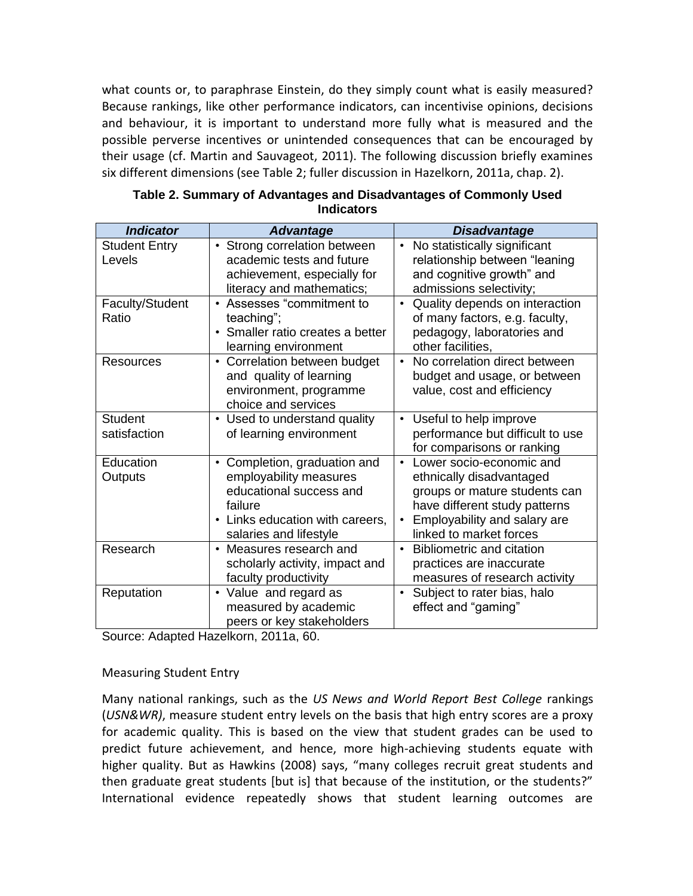what counts or, to paraphrase Einstein, do they simply count what is easily measured? Because rankings, like other performance indicators, can incentivise opinions, decisions and behaviour, it is important to understand more fully what is measured and the possible perverse incentives or unintended consequences that can be encouraged by their usage (cf. Martin and Sauvageot, 2011). The following discussion briefly examines six different dimensions (see Table 2; fuller discussion in Hazelkorn, 2011a, chap. 2).

**Table 2. Summary of Advantages and Disadvantages of Commonly Used Indicators**

| ***Indicator*** | ***Advantage*** | ***Disadvantage*** |
|---|---|---|
| Student Entry Levels | • Strong correlation between academic tests and future achievement, especially for literacy and mathematics; | • No statistically significant relationship between "leaning and cognitive growth" and admissions selectivity; |
| Faculty/Student Ratio | • Assesses "commitment to teaching"; • Smaller ratio creates a better learning environment | • Quality depends on interaction of many factors, e.g. faculty, pedagogy, laboratories and other facilities, |
| Resources | • Correlation between budget and quality of learning environment, programme choice and services | • No correlation direct between budget and usage, or between value, cost and efficiency |
| Student satisfaction | • Used to understand quality of learning environment | • Useful to help improve performance but difficult to use for comparisons or ranking |
| Education Outputs | • Completion, graduation and employability measures educational success and failure • Links education with careers, salaries and lifestyle | • Lower socio-economic and ethnically disadvantaged groups or mature students can have different study patterns • Employability and salary are linked to market forces |
| Research | • Measures research and scholarly activity, impact and faculty productivity | • Bibliometric and citation practices are inaccurate measures of research activity |
| Reputation | • Value and regard as measured by academic peers or key stakeholders | • Subject to rater bias, halo effect and "gaming" |

Source: Adapted Hazelkorn, 2011a, 60.

## Measuring Student Entry

Many national rankings, such as the *US News and World Report Best College* rankings (*USN&WR)*, measure student entry levels on the basis that high entry scores are a proxy for academic quality. This is based on the view that student grades can be used to predict future achievement, and hence, more high-achieving students equate with higher quality. But as Hawkins (2008) says, "many colleges recruit great students and then graduate great students [but is] that because of the institution, or the students?" International evidence repeatedly shows that student learning outcomes are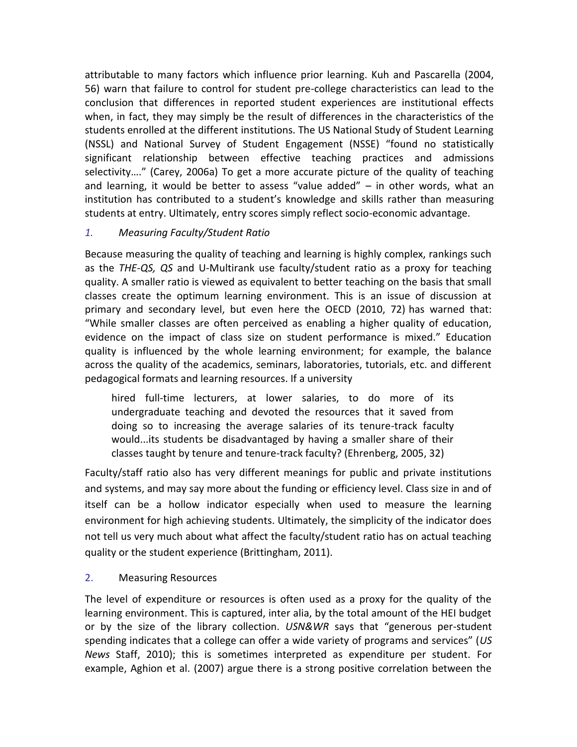attributable to many factors which influence prior learning. Kuh and Pascarella (2004, 56) warn that failure to control for student pre-college characteristics can lead to the conclusion that differences in reported student experiences are institutional effects when, in fact, they may simply be the result of differences in the characteristics of the students enrolled at the different institutions. The US National Study of Student Learning (NSSL) and National Survey of Student Engagement (NSSE) "found no statistically significant relationship between effective teaching practices and admissions selectivity…." (Carey, 2006a) To get a more accurate picture of the quality of teaching and learning, it would be better to assess "value added" – in other words, what an institution has contributed to a student's knowledge and skills rather than measuring students at entry. Ultimately, entry scores simply reflect socio-economic advantage.

### *1. Measuring Faculty/Student Ratio*

Because measuring the quality of teaching and learning is highly complex, rankings such as the *THE-QS, QS* and U-Multirank use faculty/student ratio as a proxy for teaching quality. A smaller ratio is viewed as equivalent to better teaching on the basis that small classes create the optimum learning environment. This is an issue of discussion at primary and secondary level, but even here the OECD (2010, 72) has warned that: "While smaller classes are often perceived as enabling a higher quality of education, evidence on the impact of class size on student performance is mixed." Education quality is influenced by the whole learning environment; for example, the balance across the quality of the academics, seminars, laboratories, tutorials, etc. and different pedagogical formats and learning resources. If a university

> hired full-time lecturers, at lower salaries, to do more of its undergraduate teaching and devoted the resources that it saved from doing so to increasing the average salaries of its tenure-track faculty would...its students be disadvantaged by having a smaller share of their classes taught by tenure and tenure-track faculty? (Ehrenberg, 2005, 32)

Faculty/staff ratio also has very different meanings for public and private institutions and systems, and may say more about the funding or efficiency level. Class size in and of itself can be a hollow indicator especially when used to measure the learning environment for high achieving students. Ultimately, the simplicity of the indicator does not tell us very much about what affect the faculty/student ratio has on actual teaching quality or the student experience (Brittingham, 2011).

### 2. Measuring Resources

The level of expenditure or resources is often used as a proxy for the quality of the learning environment. This is captured, inter alia, by the total amount of the HEI budget or by the size of the library collection. *USN&WR* says that "generous per-student spending indicates that a college can offer a wide variety of programs and services" (*US News* Staff, 2010); this is sometimes interpreted as expenditure per student. For example, Aghion et al. (2007) argue there is a strong positive correlation between the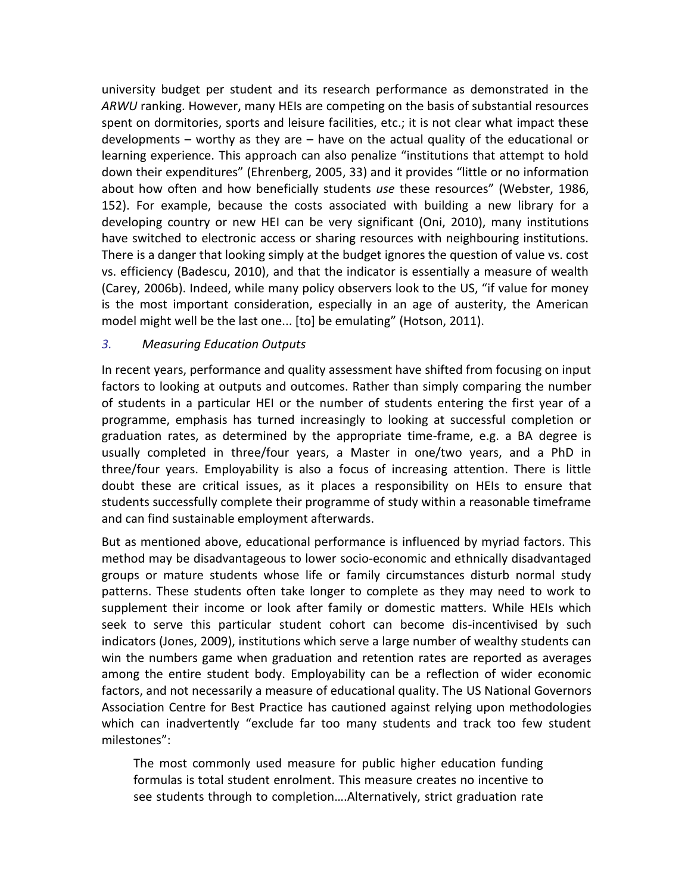university budget per student and its research performance as demonstrated in the *ARWU* ranking. However, many HEIs are competing on the basis of substantial resources spent on dormitories, sports and leisure facilities, etc.; it is not clear what impact these developments – worthy as they are – have on the actual quality of the educational or learning experience. This approach can also penalize "institutions that attempt to hold down their expenditures" (Ehrenberg, 2005, 33) and it provides "little or no information about how often and how beneficially students *use* these resources" (Webster, 1986, 152). For example, because the costs associated with building a new library for a developing country or new HEI can be very significant (Oni, 2010), many institutions have switched to electronic access or sharing resources with neighbouring institutions. There is a danger that looking simply at the budget ignores the question of value vs. cost vs. efficiency (Badescu, 2010), and that the indicator is essentially a measure of wealth (Carey, 2006b). Indeed, while many policy observers look to the US, "if value for money is the most important consideration, especially in an age of austerity, the American model might well be the last one... [to] be emulating" (Hotson, 2011).

### *3. Measuring Education Outputs*

In recent years, performance and quality assessment have shifted from focusing on input factors to looking at outputs and outcomes. Rather than simply comparing the number of students in a particular HEI or the number of students entering the first year of a programme, emphasis has turned increasingly to looking at successful completion or graduation rates, as determined by the appropriate time-frame, e.g. a BA degree is usually completed in three/four years, a Master in one/two years, and a PhD in three/four years. Employability is also a focus of increasing attention. There is little doubt these are critical issues, as it places a responsibility on HEIs to ensure that students successfully complete their programme of study within a reasonable timeframe and can find sustainable employment afterwards.

But as mentioned above, educational performance is influenced by myriad factors. This method may be disadvantageous to lower socio-economic and ethnically disadvantaged groups or mature students whose life or family circumstances disturb normal study patterns. These students often take longer to complete as they may need to work to supplement their income or look after family or domestic matters. While HEIs which seek to serve this particular student cohort can become dis-incentivised by such indicators (Jones, 2009), institutions which serve a large number of wealthy students can win the numbers game when graduation and retention rates are reported as averages among the entire student body. Employability can be a reflection of wider economic factors, and not necessarily a measure of educational quality. The US National Governors Association Centre for Best Practice has cautioned against relying upon methodologies which can inadvertently "exclude far too many students and track too few student milestones":

> The most commonly used measure for public higher education funding formulas is total student enrolment. This measure creates no incentive to see students through to completion….Alternatively, strict graduation rate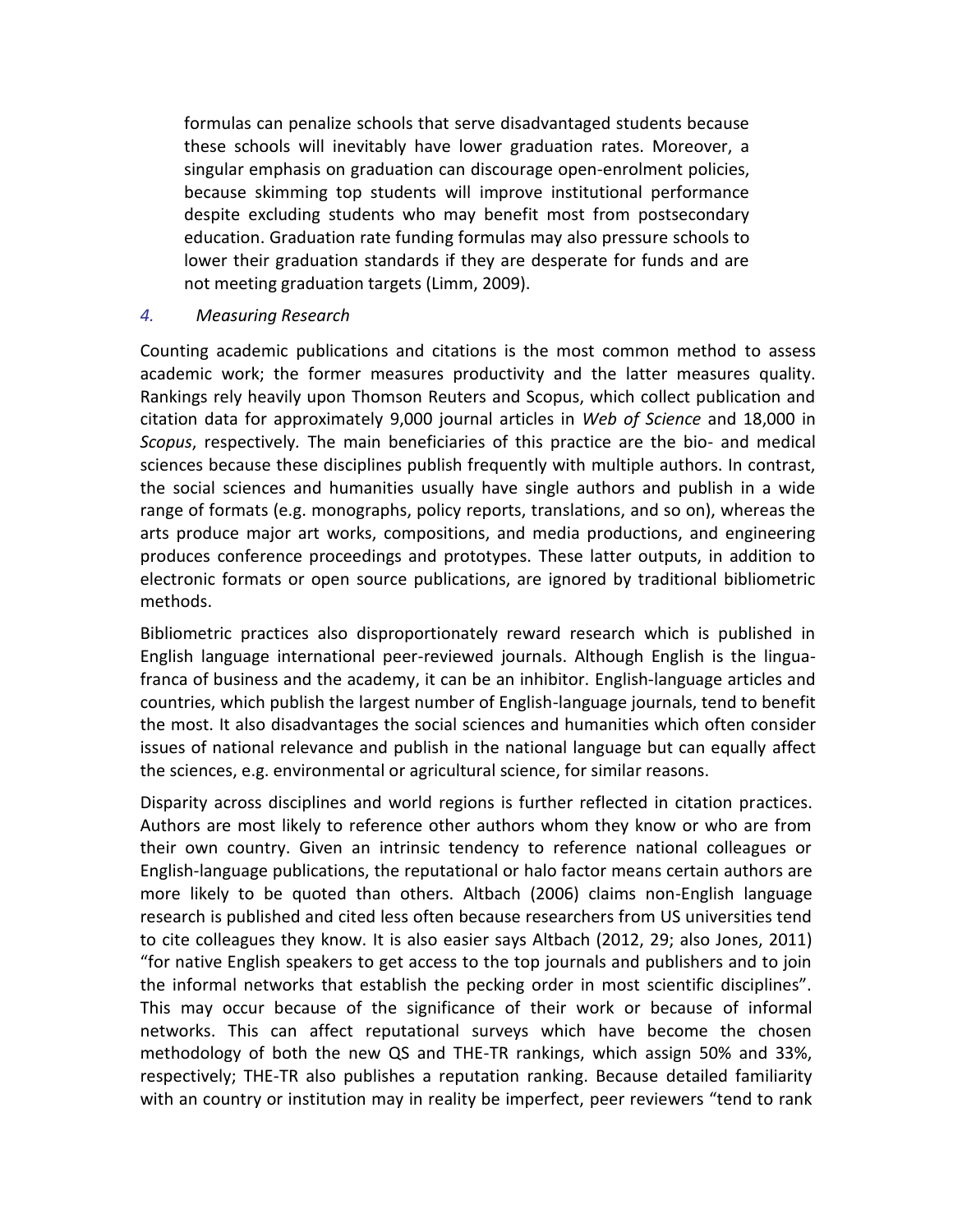formulas can penalize schools that serve disadvantaged students because these schools will inevitably have lower graduation rates. Moreover, a singular emphasis on graduation can discourage open-enrolment policies, because skimming top students will improve institutional performance despite excluding students who may benefit most from postsecondary education. Graduation rate funding formulas may also pressure schools to lower their graduation standards if they are desperate for funds and are not meeting graduation targets (Limm, 2009).

### *4. Measuring Research*

Counting academic publications and citations is the most common method to assess academic work; the former measures productivity and the latter measures quality. Rankings rely heavily upon Thomson Reuters and Scopus, which collect publication and citation data for approximately 9,000 journal articles in *Web of Science* and 18,000 in *Scopus*, respectively. The main beneficiaries of this practice are the bio- and medical sciences because these disciplines publish frequently with multiple authors. In contrast, the social sciences and humanities usually have single authors and publish in a wide range of formats (e.g. monographs, policy reports, translations, and so on), whereas the arts produce major art works, compositions, and media productions, and engineering produces conference proceedings and prototypes. These latter outputs, in addition to electronic formats or open source publications, are ignored by traditional bibliometric methods.

Bibliometric practices also disproportionately reward research which is published in English language international peer-reviewed journals. Although English is the lingua-franca of business and the academy, it can be an inhibitor. English-language articles and countries, which publish the largest number of English-language journals, tend to benefit the most. It also disadvantages the social sciences and humanities which often consider issues of national relevance and publish in the national language but can equally affect the sciences, e.g. environmental or agricultural science, for similar reasons.

Disparity across disciplines and world regions is further reflected in citation practices. Authors are most likely to reference other authors whom they know or who are from their own country. Given an intrinsic tendency to reference national colleagues or English-language publications, the reputational or halo factor means certain authors are more likely to be quoted than others. Altbach (2006) claims non-English language research is published and cited less often because researchers from US universities tend to cite colleagues they know. It is also easier says Altbach (2012, 29; also Jones, 2011) "for native English speakers to get access to the top journals and publishers and to join the informal networks that establish the pecking order in most scientific disciplines". This may occur because of the significance of their work or because of informal networks. This can affect reputational surveys which have become the chosen methodology of both the new QS and THE-TR rankings, which assign 50% and 33%, respectively; THE-TR also publishes a reputation ranking. Because detailed familiarity with an country or institution may in reality be imperfect, peer reviewers "tend to rank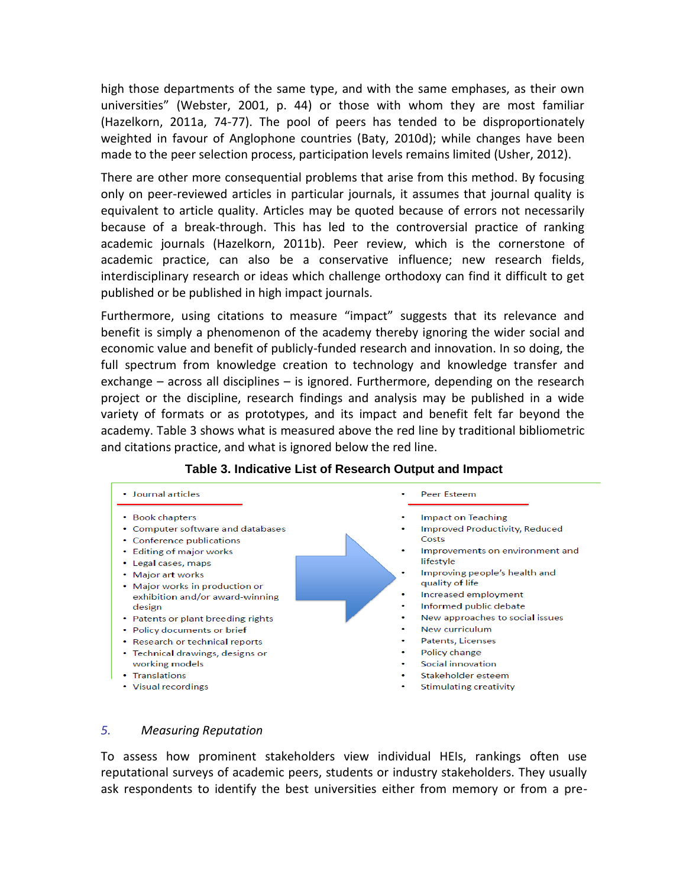high those departments of the same type, and with the same emphases, as their own universities" (Webster, 2001, p. 44) or those with whom they are most familiar (Hazelkorn, 2011a, 74-77). The pool of peers has tended to be disproportionately weighted in favour of Anglophone countries (Baty, 2010d); while changes have been made to the peer selection process, participation levels remains limited (Usher, 2012).

There are other more consequential problems that arise from this method. By focusing only on peer-reviewed articles in particular journals, it assumes that journal quality is equivalent to article quality. Articles may be quoted because of errors not necessarily because of a break-through. This has led to the controversial practice of ranking academic journals (Hazelkorn, 2011b). Peer review, which is the cornerstone of academic practice, can also be a conservative influence; new research fields, interdisciplinary research or ideas which challenge orthodoxy can find it difficult to get published or be published in high impact journals.

Furthermore, using citations to measure "impact" suggests that its relevance and benefit is simply a phenomenon of the academy thereby ignoring the wider social and economic value and benefit of publicly-funded research and innovation. In so doing, the full spectrum from knowledge creation to technology and knowledge transfer and exchange – across all disciplines – is ignored. Furthermore, depending on the research project or the discipline, research findings and analysis may be published in a wide variety of formats or as prototypes, and its impact and benefit felt far beyond the academy. Table 3 shows what is measured above the red line by traditional bibliometric and citations practice, and what is ignored below the red line.

**Table 3. Indicative List of Research Output and Impact**

| Research Output | Research Impact |
|---|---|
| • Journal articles | • Peer Esteem |
| *(red line)* | *(red line)* |
| • Book chapters | • Impact on Teaching |
| • Computer software and databases | • Improved Productivity, Reduced Costs |
| • Conference publications | • Improvements on environment and lifestyle |
| • Editing of major works | • Improving people's health and quality of life |
| • Legal cases, maps | • Increased employment |
| • Major art works | • Informed public debate |
| • Major works in production or exhibition and/or award-winning design | • New approaches to social issues |
| • Patents or plant breeding rights | • New curriculum |
| • Policy documents or brief | • Patents, Licenses |
| • Research or technical reports | • Policy change |
| • Technical drawings, designs or working models | • Social innovation |
| • Translations | • Stakeholder esteem |
| • Visual recordings | • Stimulating creativity |

## 5. *Measuring Reputation*

To assess how prominent stakeholders view individual HEIs, rankings often use reputational surveys of academic peers, students or industry stakeholders. They usually ask respondents to identify the best universities either from memory or from a pre-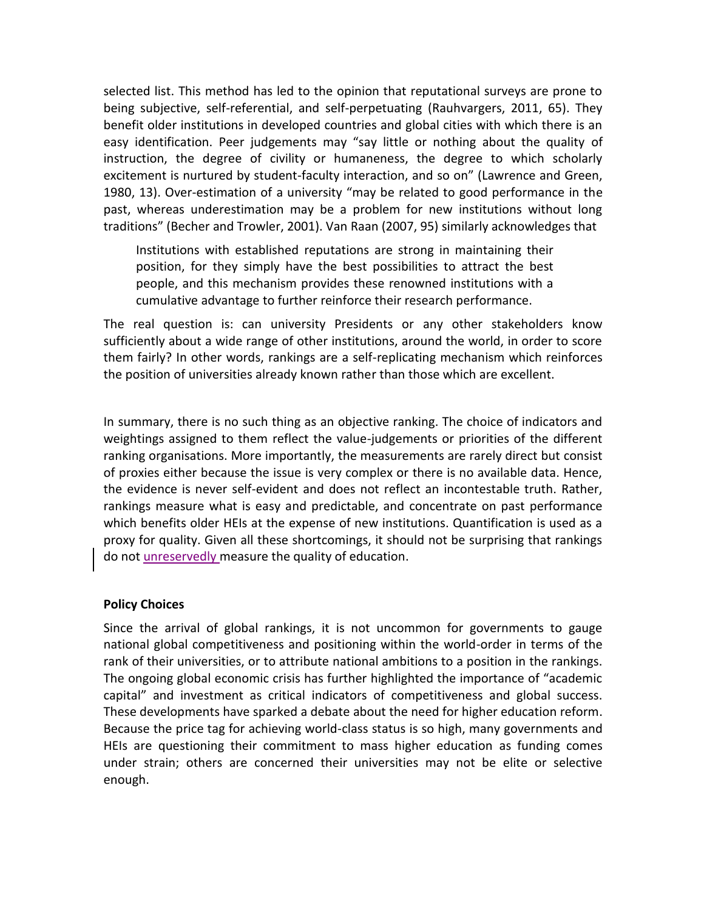selected list. This method has led to the opinion that reputational surveys are prone to being subjective, self-referential, and self-perpetuating (Rauhvargers, 2011, 65). They benefit older institutions in developed countries and global cities with which there is an easy identification. Peer judgements may "say little or nothing about the quality of instruction, the degree of civility or humaneness, the degree to which scholarly excitement is nurtured by student-faculty interaction, and so on" (Lawrence and Green, 1980, 13). Over-estimation of a university "may be related to good performance in the past, whereas underestimation may be a problem for new institutions without long traditions" (Becher and Trowler, 2001). Van Raan (2007, 95) similarly acknowledges that

> Institutions with established reputations are strong in maintaining their position, for they simply have the best possibilities to attract the best people, and this mechanism provides these renowned institutions with a cumulative advantage to further reinforce their research performance.

The real question is: can university Presidents or any other stakeholders know sufficiently about a wide range of other institutions, around the world, in order to score them fairly? In other words, rankings are a self-replicating mechanism which reinforces the position of universities already known rather than those which are excellent.

In summary, there is no such thing as an objective ranking. The choice of indicators and weightings assigned to them reflect the value-judgements or priorities of the different ranking organisations. More importantly, the measurements are rarely direct but consist of proxies either because the issue is very complex or there is no available data. Hence, the evidence is never self-evident and does not reflect an incontestable truth. Rather, rankings measure what is easy and predictable, and concentrate on past performance which benefits older HEIs at the expense of new institutions. Quantification is used as a proxy for quality. Given all these shortcomings, it should not be surprising that rankings do not unreservedly measure the quality of education.

**Policy Choices**

Since the arrival of global rankings, it is not uncommon for governments to gauge national global competitiveness and positioning within the world-order in terms of the rank of their universities, or to attribute national ambitions to a position in the rankings. The ongoing global economic crisis has further highlighted the importance of "academic capital" and investment as critical indicators of competitiveness and global success. These developments have sparked a debate about the need for higher education reform. Because the price tag for achieving world-class status is so high, many governments and HEIs are questioning their commitment to mass higher education as funding comes under strain; others are concerned their universities may not be elite or selective enough.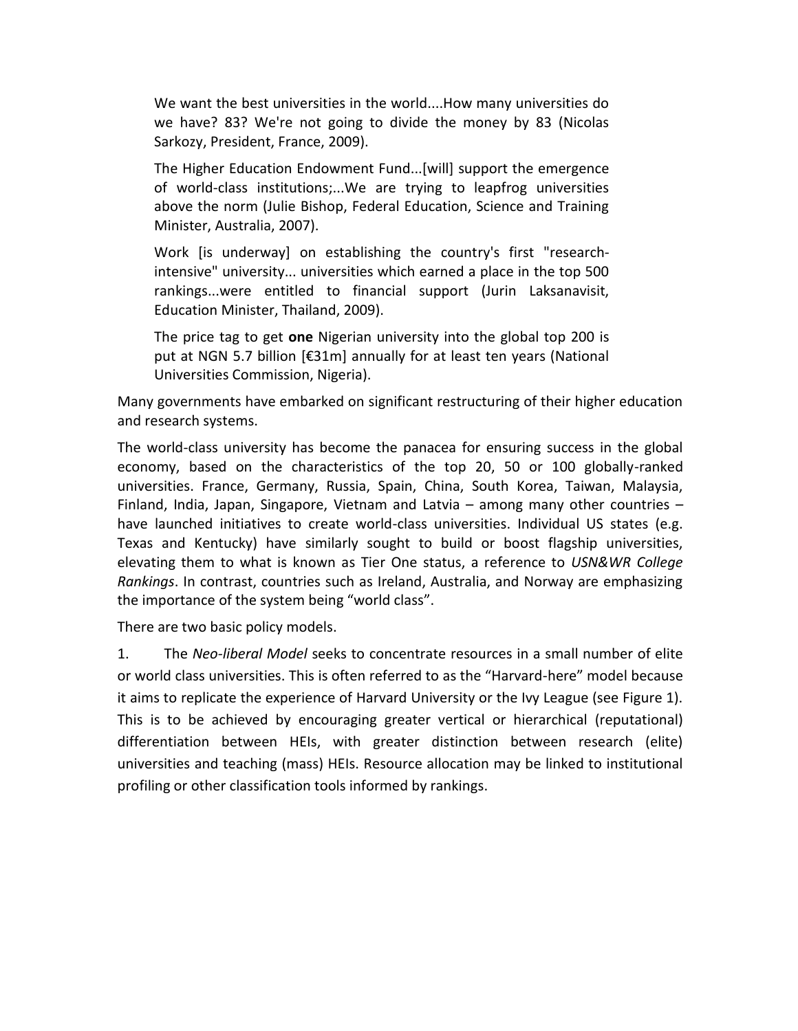> We want the best universities in the world....How many universities do we have? 83? We're not going to divide the money by 83 (Nicolas Sarkozy, President, France, 2009).

> The Higher Education Endowment Fund...[will] support the emergence of world-class institutions;...We are trying to leapfrog universities above the norm (Julie Bishop, Federal Education, Science and Training Minister, Australia, 2007).

> Work [is underway] on establishing the country's first "research-intensive" university... universities which earned a place in the top 500 rankings...were entitled to financial support (Jurin Laksanavisit, Education Minister, Thailand, 2009).

> The price tag to get **one** Nigerian university into the global top 200 is put at NGN 5.7 billion [€31m] annually for at least ten years (National Universities Commission, Nigeria).

Many governments have embarked on significant restructuring of their higher education and research systems.

The world-class university has become the panacea for ensuring success in the global economy, based on the characteristics of the top 20, 50 or 100 globally-ranked universities. France, Germany, Russia, Spain, China, South Korea, Taiwan, Malaysia, Finland, India, Japan, Singapore, Vietnam and Latvia – among many other countries – have launched initiatives to create world-class universities. Individual US states (e.g. Texas and Kentucky) have similarly sought to build or boost flagship universities, elevating them to what is known as Tier One status, a reference to *USN&WR College Rankings*. In contrast, countries such as Ireland, Australia, and Norway are emphasizing the importance of the system being "world class".

There are two basic policy models.

1. The *Neo-liberal Model* seeks to concentrate resources in a small number of elite or world class universities. This is often referred to as the "Harvard-here" model because it aims to replicate the experience of Harvard University or the Ivy League (see Figure 1). This is to be achieved by encouraging greater vertical or hierarchical (reputational) differentiation between HEIs, with greater distinction between research (elite) universities and teaching (mass) HEIs. Resource allocation may be linked to institutional profiling or other classification tools informed by rankings.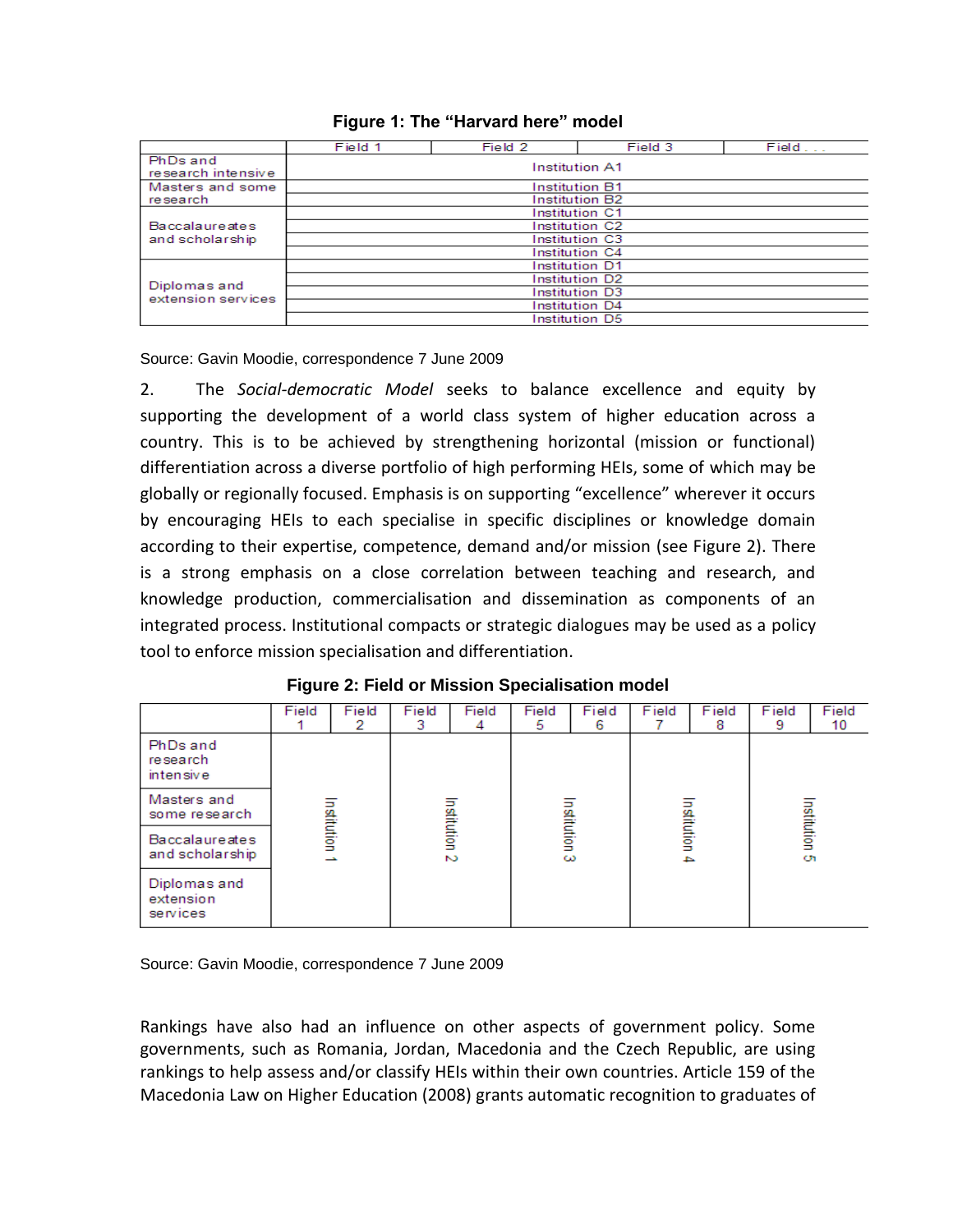**Figure 1: The "Harvard here" model**

| | Field 1 | Field 2 | Field 3 | Field . . . |
|---|---|---|---|---|
| PhDs and research intensive | Institution A1 | | | |
| Masters and some research | Institution B1 | | | |
| | Institution B2 | | | |
| Baccalaureates and scholarship | Institution C1 | | | |
| | Institution C2 | | | |
| | Institution C3 | | | |
| | Institution C4 | | | |
| Diplomas and extension services | Institution D1 | | | |
| | Institution D2 | | | |
| | Institution D3 | | | |
| | Institution D4 | | | |
| | Institution D5 | | | |

Source: Gavin Moodie, correspondence 7 June 2009

2. The *Social-democratic Model* seeks to balance excellence and equity by supporting the development of a world class system of higher education across a country. This is to be achieved by strengthening horizontal (mission or functional) differentiation across a diverse portfolio of high performing HEIs, some of which may be globally or regionally focused. Emphasis is on supporting "excellence" wherever it occurs by encouraging HEIs to each specialise in specific disciplines or knowledge domain according to their expertise, competence, demand and/or mission (see Figure 2). There is a strong emphasis on a close correlation between teaching and research, and knowledge production, commercialisation and dissemination as components of an integrated process. Institutional compacts or strategic dialogues may be used as a policy tool to enforce mission specialisation and differentiation.

**Figure 2: Field or Mission Specialisation model**

| | Field 1 | Field 2 | Field 3 | Field 4 | Field 5 | Field 6 | Field 7 | Field 8 | Field 9 | Field 10 |
|---|---|---|---|---|---|---|---|---|---|---|
| PhDs and research intensive | Institution 1 | | Institution 2 | | Institution 3 | | Institution 4 | | Institution 5 | |
| Masters and some research | | | | | | | | | | |
| Baccalaureates and scholarship | | | | | | | | | | |
| Diplomas and extension services | | | | | | | | | | |

Source: Gavin Moodie, correspondence 7 June 2009

Rankings have also had an influence on other aspects of government policy. Some governments, such as Romania, Jordan, Macedonia and the Czech Republic, are using rankings to help assess and/or classify HEIs within their own countries. Article 159 of the Macedonia Law on Higher Education (2008) grants automatic recognition to graduates of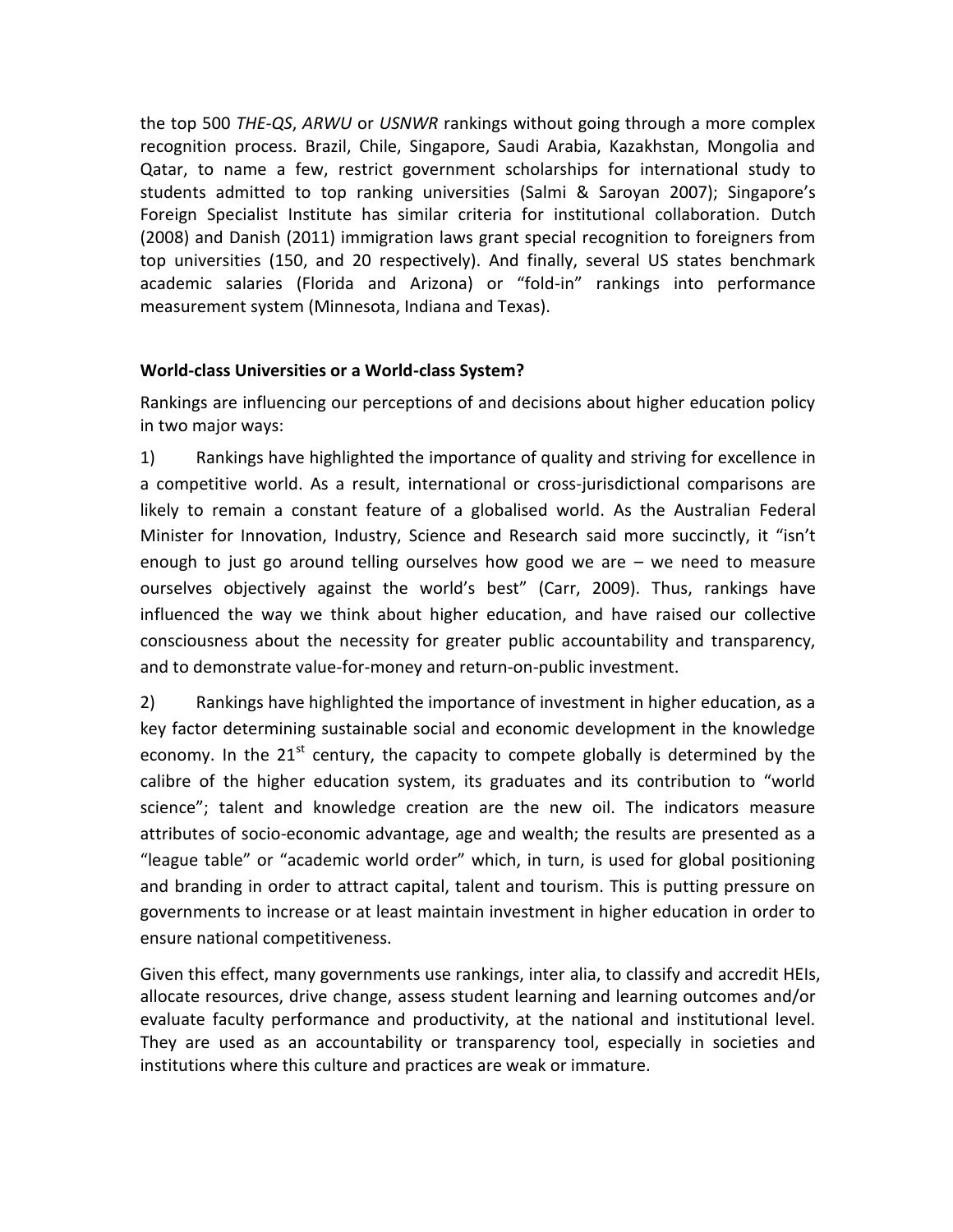the top 500 *THE-QS*, *ARWU* or *USNWR* rankings without going through a more complex recognition process. Brazil, Chile, Singapore, Saudi Arabia, Kazakhstan, Mongolia and Qatar, to name a few, restrict government scholarships for international study to students admitted to top ranking universities (Salmi & Saroyan 2007); Singapore's Foreign Specialist Institute has similar criteria for institutional collaboration. Dutch (2008) and Danish (2011) immigration laws grant special recognition to foreigners from top universities (150, and 20 respectively). And finally, several US states benchmark academic salaries (Florida and Arizona) or "fold-in" rankings into performance measurement system (Minnesota, Indiana and Texas).

**World-class Universities or a World-class System?**

Rankings are influencing our perceptions of and decisions about higher education policy in two major ways:

1) Rankings have highlighted the importance of quality and striving for excellence in a competitive world. As a result, international or cross-jurisdictional comparisons are likely to remain a constant feature of a globalised world. As the Australian Federal Minister for Innovation, Industry, Science and Research said more succinctly, it "isn't enough to just go around telling ourselves how good we are – we need to measure ourselves objectively against the world's best" (Carr, 2009). Thus, rankings have influenced the way we think about higher education, and have raised our collective consciousness about the necessity for greater public accountability and transparency, and to demonstrate value-for-money and return-on-public investment.

2) Rankings have highlighted the importance of investment in higher education, as a key factor determining sustainable social and economic development in the knowledge economy. In the 21st century, the capacity to compete globally is determined by the calibre of the higher education system, its graduates and its contribution to "world science"; talent and knowledge creation are the new oil. The indicators measure attributes of socio-economic advantage, age and wealth; the results are presented as a "league table" or "academic world order" which, in turn, is used for global positioning and branding in order to attract capital, talent and tourism. This is putting pressure on governments to increase or at least maintain investment in higher education in order to ensure national competitiveness.

Given this effect, many governments use rankings, inter alia, to classify and accredit HEIs, allocate resources, drive change, assess student learning and learning outcomes and/or evaluate faculty performance and productivity, at the national and institutional level. They are used as an accountability or transparency tool, especially in societies and institutions where this culture and practices are weak or immature.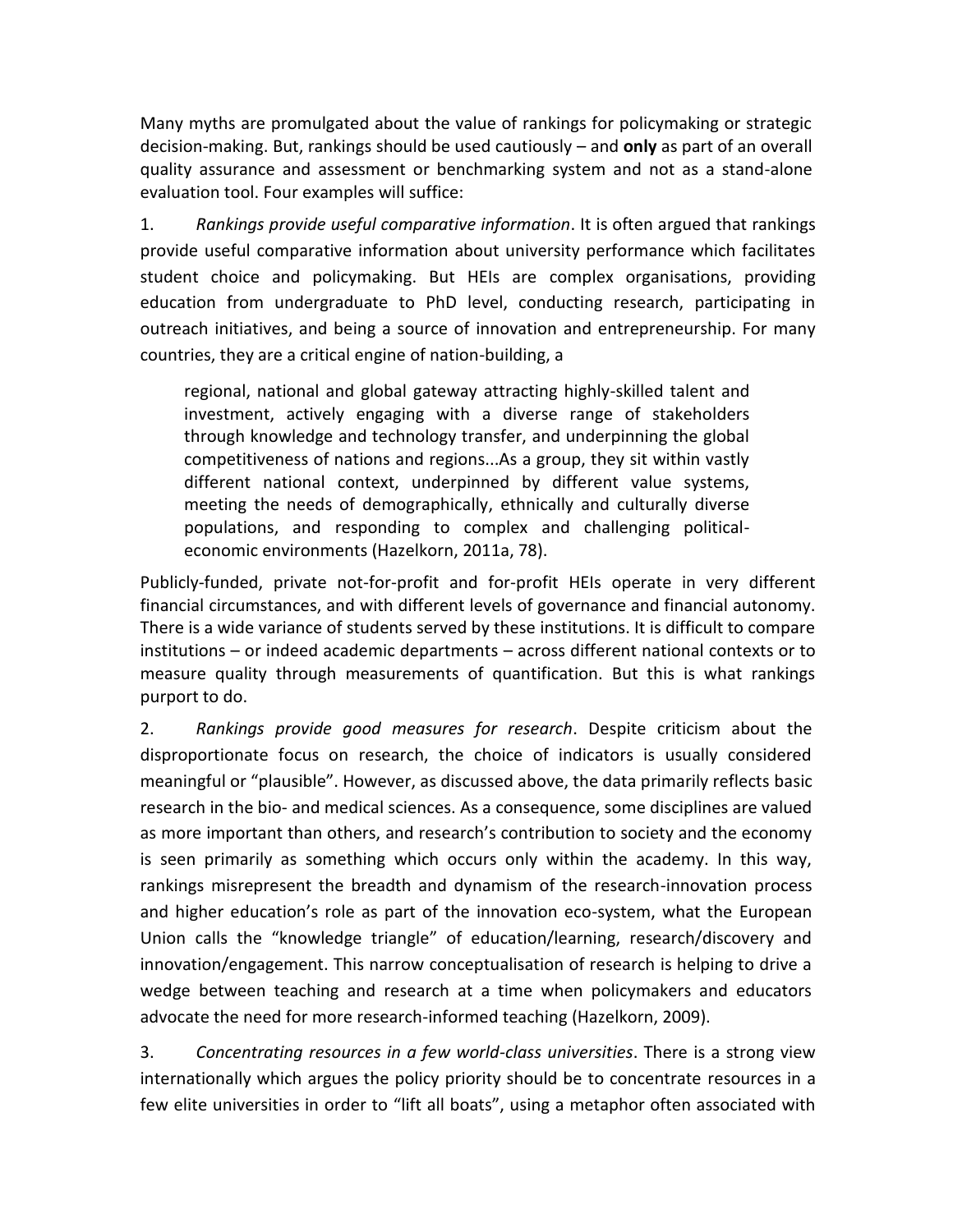Many myths are promulgated about the value of rankings for policymaking or strategic decision-making. But, rankings should be used cautiously – and **only** as part of an overall quality assurance and assessment or benchmarking system and not as a stand-alone evaluation tool. Four examples will suffice:

1. *Rankings provide useful comparative information*. It is often argued that rankings provide useful comparative information about university performance which facilitates student choice and policymaking. But HEIs are complex organisations, providing education from undergraduate to PhD level, conducting research, participating in outreach initiatives, and being a source of innovation and entrepreneurship. For many countries, they are a critical engine of nation-building, a

> regional, national and global gateway attracting highly-skilled talent and investment, actively engaging with a diverse range of stakeholders through knowledge and technology transfer, and underpinning the global competitiveness of nations and regions...As a group, they sit within vastly different national context, underpinned by different value systems, meeting the needs of demographically, ethnically and culturally diverse populations, and responding to complex and challenging political-economic environments (Hazelkorn, 2011a, 78).

Publicly-funded, private not-for-profit and for-profit HEIs operate in very different financial circumstances, and with different levels of governance and financial autonomy. There is a wide variance of students served by these institutions. It is difficult to compare institutions – or indeed academic departments – across different national contexts or to measure quality through measurements of quantification. But this is what rankings purport to do.

2. *Rankings provide good measures for research*. Despite criticism about the disproportionate focus on research, the choice of indicators is usually considered meaningful or "plausible". However, as discussed above, the data primarily reflects basic research in the bio- and medical sciences. As a consequence, some disciplines are valued as more important than others, and research's contribution to society and the economy is seen primarily as something which occurs only within the academy. In this way, rankings misrepresent the breadth and dynamism of the research-innovation process and higher education's role as part of the innovation eco-system, what the European Union calls the "knowledge triangle" of education/learning, research/discovery and innovation/engagement. This narrow conceptualisation of research is helping to drive a wedge between teaching and research at a time when policymakers and educators advocate the need for more research-informed teaching (Hazelkorn, 2009).

3. *Concentrating resources in a few world-class universities*. There is a strong view internationally which argues the policy priority should be to concentrate resources in a few elite universities in order to "lift all boats", using a metaphor often associated with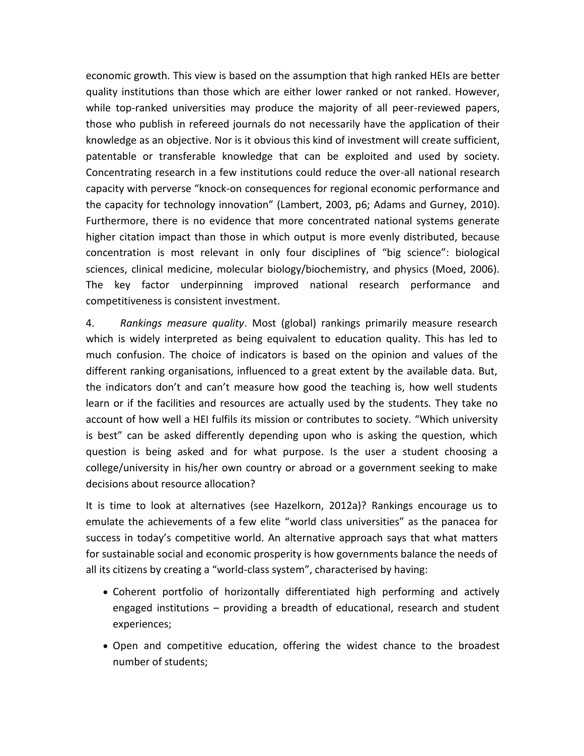economic growth. This view is based on the assumption that high ranked HEIs are better quality institutions than those which are either lower ranked or not ranked. However, while top-ranked universities may produce the majority of all peer-reviewed papers, those who publish in refereed journals do not necessarily have the application of their knowledge as an objective. Nor is it obvious this kind of investment will create sufficient, patentable or transferable knowledge that can be exploited and used by society. Concentrating research in a few institutions could reduce the over-all national research capacity with perverse "knock-on consequences for regional economic performance and the capacity for technology innovation" (Lambert, 2003, p6; Adams and Gurney, 2010). Furthermore, there is no evidence that more concentrated national systems generate higher citation impact than those in which output is more evenly distributed, because concentration is most relevant in only four disciplines of "big science": biological sciences, clinical medicine, molecular biology/biochemistry, and physics (Moed, 2006). The key factor underpinning improved national research performance and competitiveness is consistent investment.

4. *Rankings measure quality*. Most (global) rankings primarily measure research which is widely interpreted as being equivalent to education quality. This has led to much confusion. The choice of indicators is based on the opinion and values of the different ranking organisations, influenced to a great extent by the available data. But, the indicators don't and can't measure how good the teaching is, how well students learn or if the facilities and resources are actually used by the students. They take no account of how well a HEI fulfils its mission or contributes to society. "Which university is best" can be asked differently depending upon who is asking the question, which question is being asked and for what purpose. Is the user a student choosing a college/university in his/her own country or abroad or a government seeking to make decisions about resource allocation?

It is time to look at alternatives (see Hazelkorn, 2012a)? Rankings encourage us to emulate the achievements of a few elite "world class universities" as the panacea for success in today's competitive world. An alternative approach says that what matters for sustainable social and economic prosperity is how governments balance the needs of all its citizens by creating a "world-class system", characterised by having:

- Coherent portfolio of horizontally differentiated high performing and actively engaged institutions – providing a breadth of educational, research and student experiences;
- Open and competitive education, offering the widest chance to the broadest number of students;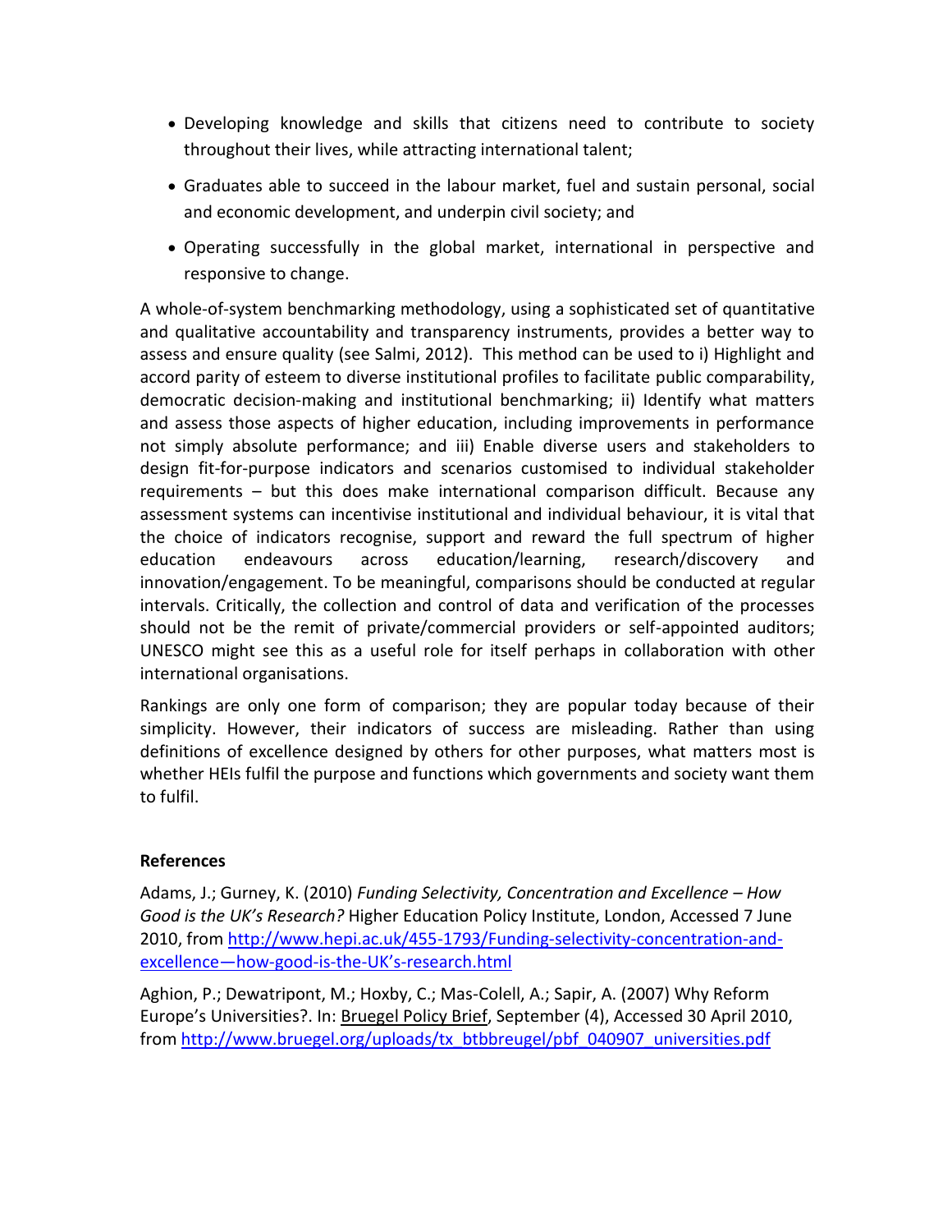- Developing knowledge and skills that citizens need to contribute to society throughout their lives, while attracting international talent;
- Graduates able to succeed in the labour market, fuel and sustain personal, social and economic development, and underpin civil society; and
- Operating successfully in the global market, international in perspective and responsive to change.

A whole-of-system benchmarking methodology, using a sophisticated set of quantitative and qualitative accountability and transparency instruments, provides a better way to assess and ensure quality (see Salmi, 2012). This method can be used to i) Highlight and accord parity of esteem to diverse institutional profiles to facilitate public comparability, democratic decision-making and institutional benchmarking; ii) Identify what matters and assess those aspects of higher education, including improvements in performance not simply absolute performance; and iii) Enable diverse users and stakeholders to design fit-for-purpose indicators and scenarios customised to individual stakeholder requirements – but this does make international comparison difficult. Because any assessment systems can incentivise institutional and individual behaviour, it is vital that the choice of indicators recognise, support and reward the full spectrum of higher education endeavours across education/learning, research/discovery and innovation/engagement. To be meaningful, comparisons should be conducted at regular intervals. Critically, the collection and control of data and verification of the processes should not be the remit of private/commercial providers or self-appointed auditors; UNESCO might see this as a useful role for itself perhaps in collaboration with other international organisations.

Rankings are only one form of comparison; they are popular today because of their simplicity. However, their indicators of success are misleading. Rather than using definitions of excellence designed by others for other purposes, what matters most is whether HEIs fulfil the purpose and functions which governments and society want them to fulfil.

**References**

Adams, J.; Gurney, K. (2010) *Funding Selectivity, Concentration and Excellence – How Good is the UK's Research?* Higher Education Policy Institute, London, Accessed 7 June 2010, from http://www.hepi.ac.uk/455-1793/Funding-selectivity-concentration-and-excellence—how-good-is-the-UK's-research.html

Aghion, P.; Dewatripont, M.; Hoxby, C.; Mas-Colell, A.; Sapir, A. (2007) Why Reform Europe's Universities?. In: Bruegel Policy Brief, September (4), Accessed 30 April 2010, from http://www.bruegel.org/uploads/tx_btbbreugel/pbf_040907_universities.pdf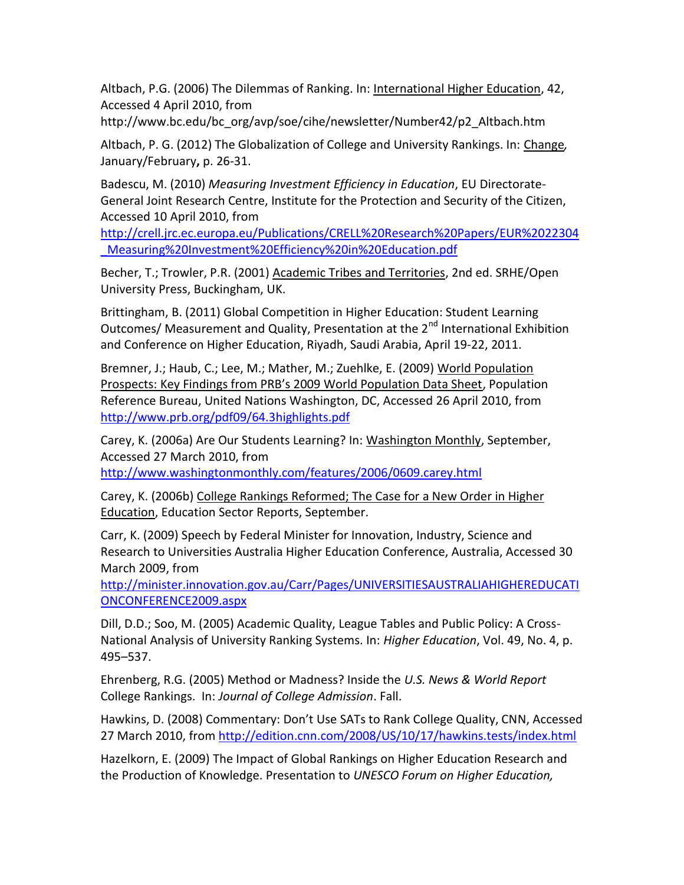Altbach, P.G. (2006) The Dilemmas of Ranking. In: International Higher Education, 42, Accessed 4 April 2010, from http://www.bc.edu/bc_org/avp/soe/cihe/newsletter/Number42/p2_Altbach.htm

Altbach, P. G. (2012) The Globalization of College and University Rankings. In: Change, January/February**,** p. 26-31.

Badescu, M. (2010) *Measuring Investment Efficiency in Education*, EU Directorate-General Joint Research Centre, Institute for the Protection and Security of the Citizen, Accessed 10 April 2010, from http://crell.jrc.ec.europa.eu/Publications/CRELL%20Research%20Papers/EUR%2022304_Measuring%20Investment%20Efficiency%20in%20Education.pdf

Becher, T.; Trowler, P.R. (2001) Academic Tribes and Territories, 2nd ed. SRHE/Open University Press, Buckingham, UK.

Brittingham, B. (2011) Global Competition in Higher Education: Student Learning Outcomes/ Measurement and Quality, Presentation at the 2nd International Exhibition and Conference on Higher Education, Riyadh, Saudi Arabia, April 19-22, 2011.

Bremner, J.; Haub, C.; Lee, M.; Mather, M.; Zuehlke, E. (2009) World Population Prospects: Key Findings from PRB's 2009 World Population Data Sheet, Population Reference Bureau, United Nations Washington, DC, Accessed 26 April 2010, from http://www.prb.org/pdf09/64.3highlights.pdf

Carey, K. (2006a) Are Our Students Learning? In: Washington Monthly, September, Accessed 27 March 2010, from http://www.washingtonmonthly.com/features/2006/0609.carey.html

Carey, K. (2006b) College Rankings Reformed; The Case for a New Order in Higher Education, Education Sector Reports, September.

Carr, K. (2009) Speech by Federal Minister for Innovation, Industry, Science and Research to Universities Australia Higher Education Conference, Australia, Accessed 30 March 2009, from http://minister.innovation.gov.au/Carr/Pages/UNIVERSITIESAUSTRALIAHIGHEREDUCATIONCONFERENCE2009.aspx

Dill, D.D.; Soo, M. (2005) Academic Quality, League Tables and Public Policy: A Cross-National Analysis of University Ranking Systems. In: *Higher Education*, Vol. 49, No. 4, p. 495–537.

Ehrenberg, R.G. (2005) Method or Madness? Inside the *U.S. News & World Report* College Rankings. In: *Journal of College Admission*. Fall.

Hawkins, D. (2008) Commentary: Don't Use SATs to Rank College Quality, CNN, Accessed 27 March 2010, from http://edition.cnn.com/2008/US/10/17/hawkins.tests/index.html

Hazelkorn, E. (2009) The Impact of Global Rankings on Higher Education Research and the Production of Knowledge. Presentation to *UNESCO Forum on Higher Education,*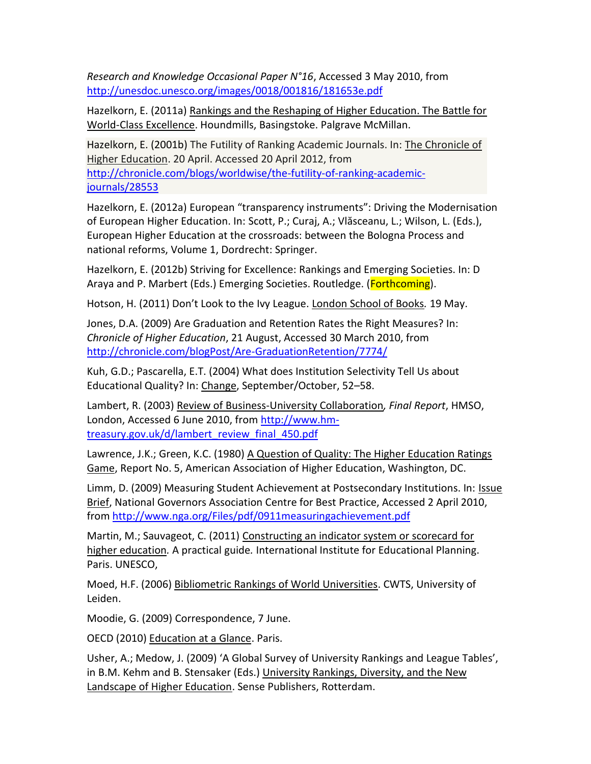*Research and Knowledge Occasional Paper N°16*, Accessed 3 May 2010, from http://unesdoc.unesco.org/images/0018/001816/181653e.pdf

Hazelkorn, E. (2011a) Rankings and the Reshaping of Higher Education. The Battle for World-Class Excellence. Houndmills, Basingstoke. Palgrave McMillan.

Hazelkorn, E. (2001b) The Futility of Ranking Academic Journals. In: The Chronicle of Higher Education. 20 April. Accessed 20 April 2012, from http://chronicle.com/blogs/worldwise/the-futility-of-ranking-academic-journals/28553

Hazelkorn, E. (2012a) European "transparency instruments": Driving the Modernisation of European Higher Education. In: Scott, P.; Curaj, A.; Vlăsceanu, L.; Wilson, L. (Eds.), European Higher Education at the crossroads: between the Bologna Process and national reforms, Volume 1, Dordrecht: Springer.

Hazelkorn, E. (2012b) Striving for Excellence: Rankings and Emerging Societies. In: D Araya and P. Marbert (Eds.) Emerging Societies. Routledge. (Forthcoming).

Hotson, H. (2011) Don't Look to the Ivy League. London School of Books*.* 19 May.

Jones, D.A. (2009) Are Graduation and Retention Rates the Right Measures? In: *Chronicle of Higher Education*, 21 August, Accessed 30 March 2010, from http://chronicle.com/blogPost/Are-GraduationRetention/7774/

Kuh, G.D.; Pascarella, E.T. (2004) What does Institution Selectivity Tell Us about Educational Quality? In: Change, September/October, 52–58.

Lambert, R. (2003) Review of Business-University Collaboration*, Final Report*, HMSO, London, Accessed 6 June 2010, from http://www.hm-treasury.gov.uk/d/lambert_review_final_450.pdf

Lawrence, J.K.; Green, K.C. (1980) A Question of Quality: The Higher Education Ratings Game, Report No. 5, American Association of Higher Education, Washington, DC.

Limm, D. (2009) Measuring Student Achievement at Postsecondary Institutions. In: Issue Brief, National Governors Association Centre for Best Practice, Accessed 2 April 2010, from http://www.nga.org/Files/pdf/0911measuringachievement.pdf

Martin, M.; Sauvageot, C. (2011) Constructing an indicator system or scorecard for higher education*.* A practical guide*.* International Institute for Educational Planning. Paris. UNESCO,

Moed, H.F. (2006) Bibliometric Rankings of World Universities. CWTS, University of Leiden.

Moodie, G. (2009) Correspondence, 7 June.

OECD (2010) Education at a Glance. Paris.

Usher, A.; Medow, J. (2009) 'A Global Survey of University Rankings and League Tables', in B.M. Kehm and B. Stensaker (Eds.) University Rankings, Diversity, and the New Landscape of Higher Education. Sense Publishers, Rotterdam.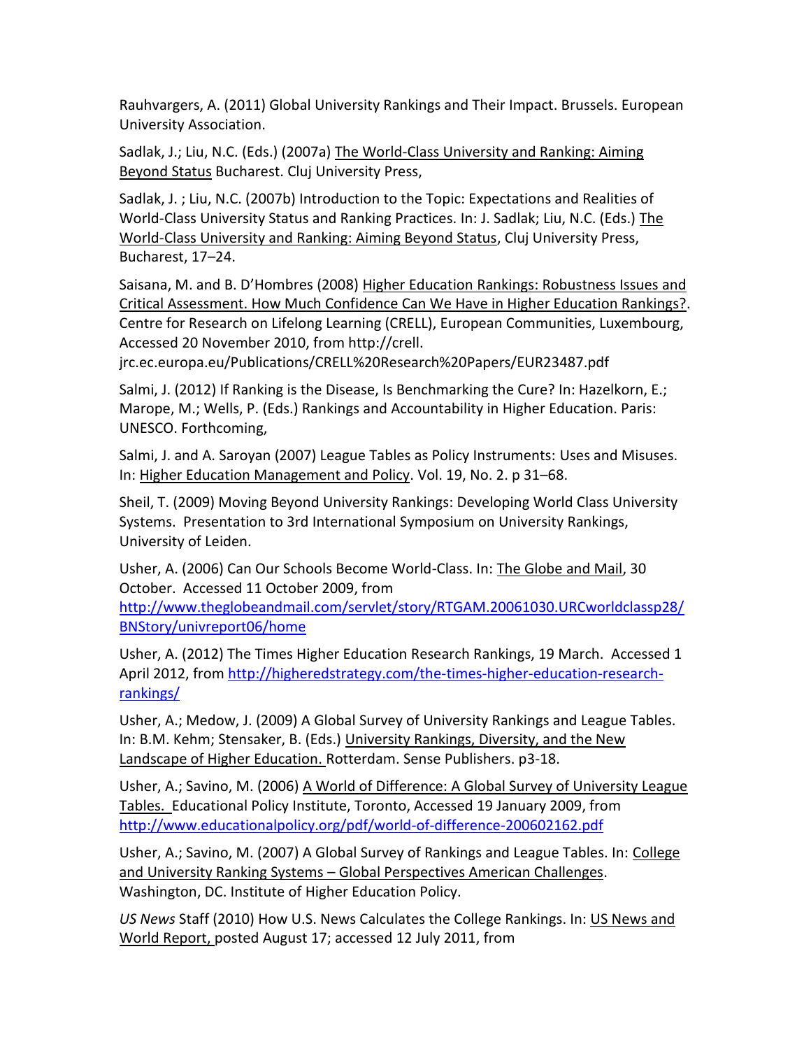Rauhvargers, A. (2011) Global University Rankings and Their Impact. Brussels. European University Association.

Sadlak, J.; Liu, N.C. (Eds.) (2007a) The World-Class University and Ranking: Aiming Beyond Status Bucharest. Cluj University Press,

Sadlak, J. ; Liu, N.C. (2007b) Introduction to the Topic: Expectations and Realities of World-Class University Status and Ranking Practices. In: J. Sadlak; Liu, N.C. (Eds.) The World-Class University and Ranking: Aiming Beyond Status, Cluj University Press, Bucharest, 17–24.

Saisana, M. and B. D'Hombres (2008) Higher Education Rankings: Robustness Issues and Critical Assessment. How Much Confidence Can We Have in Higher Education Rankings?. Centre for Research on Lifelong Learning (CRELL), European Communities, Luxembourg, Accessed 20 November 2010, from http://crell.jrc.ec.europa.eu/Publications/CRELL%20Research%20Papers/EUR23487.pdf

Salmi, J. (2012) If Ranking is the Disease, Is Benchmarking the Cure? In: Hazelkorn, E.; Marope, M.; Wells, P. (Eds.) Rankings and Accountability in Higher Education. Paris: UNESCO. Forthcoming,

Salmi, J. and A. Saroyan (2007) League Tables as Policy Instruments: Uses and Misuses. In: Higher Education Management and Policy. Vol. 19, No. 2. p 31–68.

Sheil, T. (2009) Moving Beyond University Rankings: Developing World Class University Systems. Presentation to 3rd International Symposium on University Rankings, University of Leiden.

Usher, A. (2006) Can Our Schools Become World-Class. In: The Globe and Mail, 30 October. Accessed 11 October 2009, from http://www.theglobeandmail.com/servlet/story/RTGAM.20061030.URCworldclassp28/BNStory/univreport06/home

Usher, A. (2012) The Times Higher Education Research Rankings, 19 March. Accessed 1 April 2012, from http://higheredstrategy.com/the-times-higher-education-research-rankings/

Usher, A.; Medow, J. (2009) A Global Survey of University Rankings and League Tables. In: B.M. Kehm; Stensaker, B. (Eds.) University Rankings, Diversity, and the New Landscape of Higher Education. Rotterdam. Sense Publishers. p3-18.

Usher, A.; Savino, M. (2006) A World of Difference: A Global Survey of University League Tables. Educational Policy Institute, Toronto, Accessed 19 January 2009, from http://www.educationalpolicy.org/pdf/world-of-difference-200602162.pdf

Usher, A.; Savino, M. (2007) A Global Survey of Rankings and League Tables. In: College and University Ranking Systems – Global Perspectives American Challenges. Washington, DC. Institute of Higher Education Policy.

*US News* Staff (2010) How U.S. News Calculates the College Rankings. In: US News and World Report, posted August 17; accessed 12 July 2011, from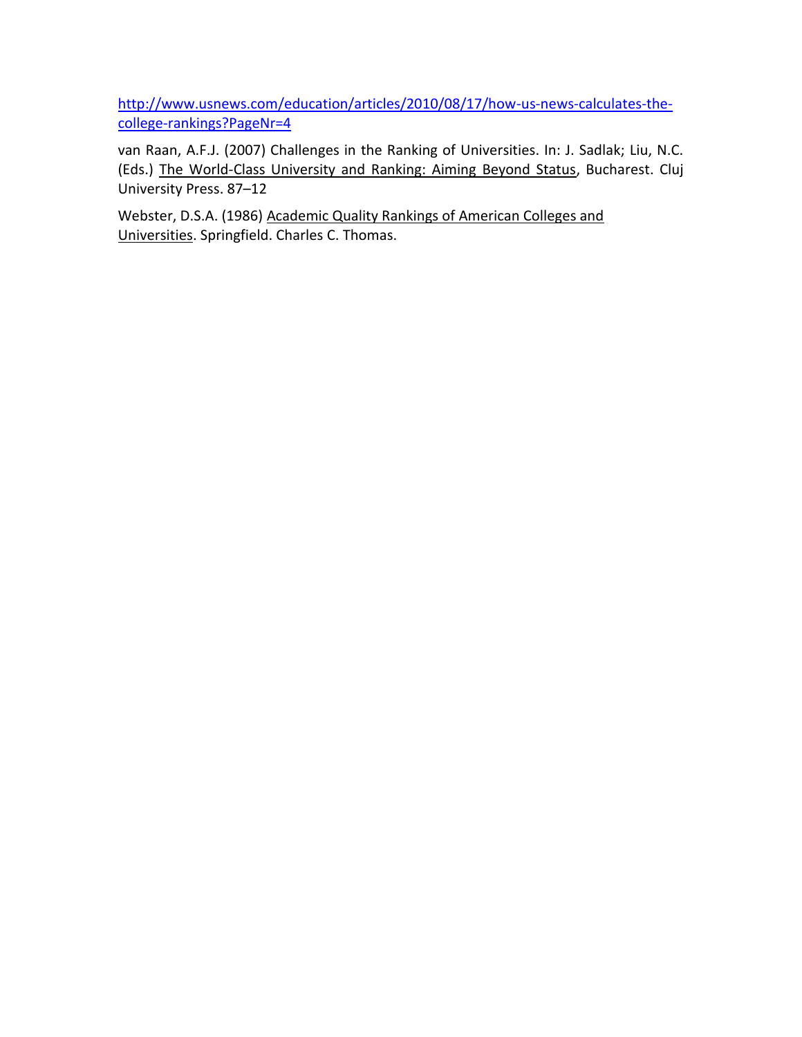http://www.usnews.com/education/articles/2010/08/17/how-us-news-calculates-the-college-rankings?PageNr=4

van Raan, A.F.J. (2007) Challenges in the Ranking of Universities. In: J. Sadlak; Liu, N.C. (Eds.) The World-Class University and Ranking: Aiming Beyond Status, Bucharest. Cluj University Press. 87–12

Webster, D.S.A. (1986) Academic Quality Rankings of American Colleges and Universities. Springfield. Charles C. Thomas.